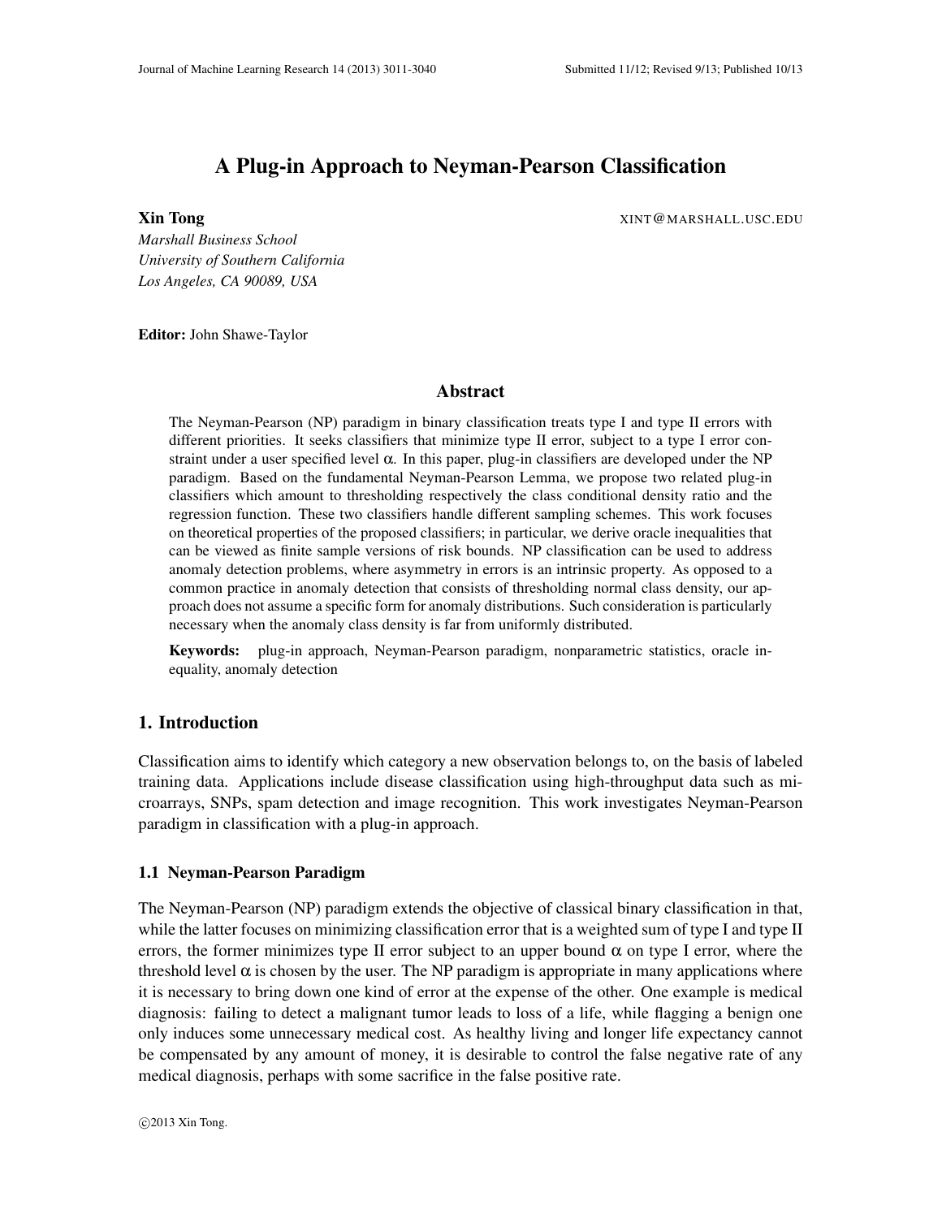# A Plug-in Approach to Neyman-Pearson Classification

**Xin Tong** XINT@MARSHALL.USC.EDU

*Marshall Business School*
*University of Southern California*
*Los Angeles, CA 90089, USA*

**Editor:** John Shawe-Taylor

## Abstract

The Neyman-Pearson (NP) paradigm in binary classification treats type I and type II errors with different priorities. It seeks classifiers that minimize type II error, subject to a type I error constraint under a user specified level $\alpha$. In this paper, plug-in classifiers are developed under the NP paradigm. Based on the fundamental Neyman-Pearson Lemma, we propose two related plug-in classifiers which amount to thresholding respectively the class conditional density ratio and the regression function. These two classifiers handle different sampling schemes. This work focuses on theoretical properties of the proposed classifiers; in particular, we derive oracle inequalities that can be viewed as finite sample versions of risk bounds. NP classification can be used to address anomaly detection problems, where asymmetry in errors is an intrinsic property. As opposed to a common practice in anomaly detection that consists of thresholding normal class density, our approach does not assume a specific form for anomaly distributions. Such consideration is particularly necessary when the anomaly class density is far from uniformly distributed.

**Keywords:** plug-in approach, Neyman-Pearson paradigm, nonparametric statistics, oracle inequality, anomaly detection

## 1. Introduction

Classification aims to identify which category a new observation belongs to, on the basis of labeled training data. Applications include disease classification using high-throughput data such as microarrays, SNPs, spam detection and image recognition. This work investigates Neyman-Pearson paradigm in classification with a plug-in approach.

### 1.1 Neyman-Pearson Paradigm

The Neyman-Pearson (NP) paradigm extends the objective of classical binary classification in that, while the latter focuses on minimizing classification error that is a weighted sum of type I and type II errors, the former minimizes type II error subject to an upper bound $\alpha$ on type I error, where the threshold level $\alpha$ is chosen by the user. The NP paradigm is appropriate in many applications where it is necessary to bring down one kind of error at the expense of the other. One example is medical diagnosis: failing to detect a malignant tumor leads to loss of a life, while flagging a benign one only induces some unnecessary medical cost. As healthy living and longer life expectancy cannot be compensated by any amount of money, it is desirable to control the false negative rate of any medical diagnosis, perhaps with some sacrifice in the false positive rate.

©2013 Xin Tong.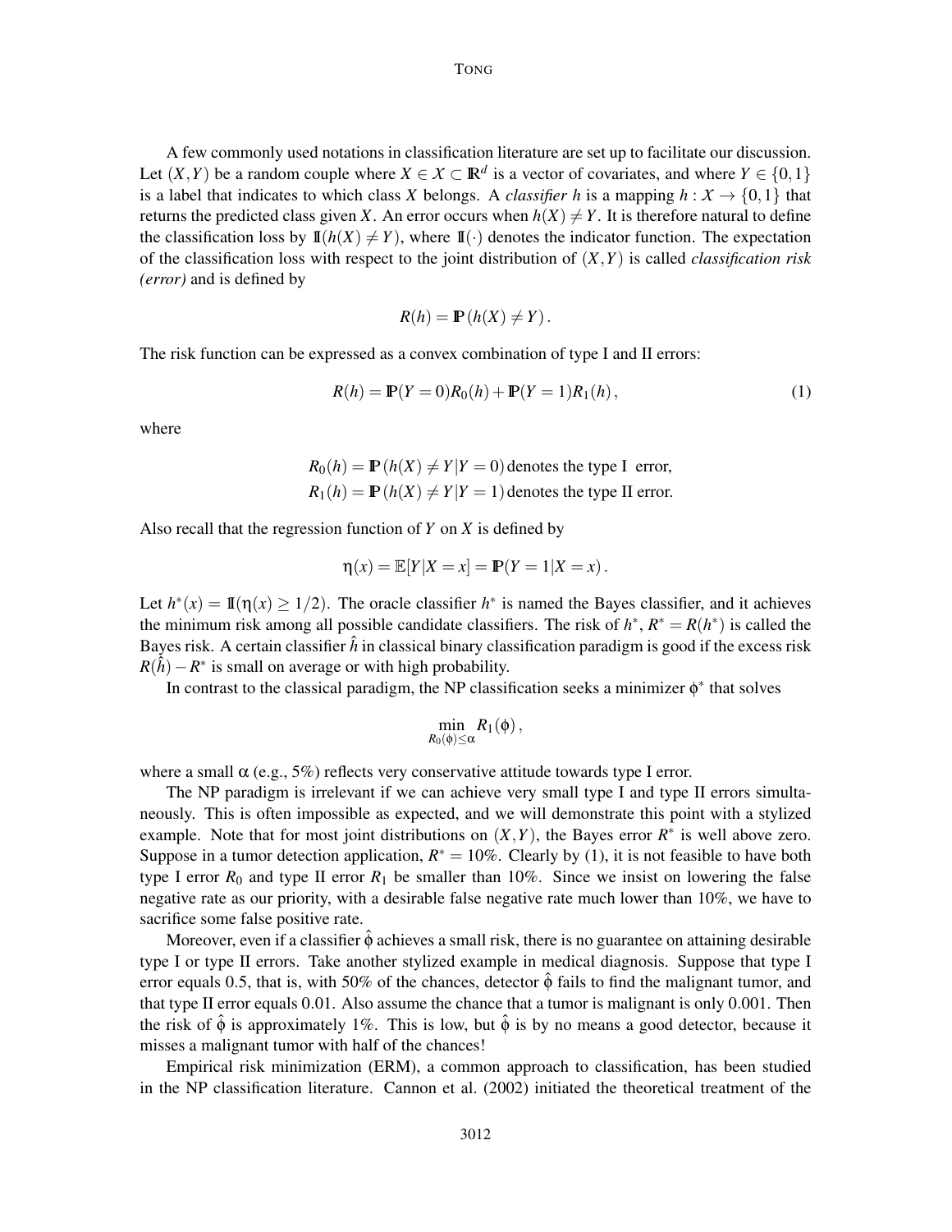A few commonly used notations in classification literature are set up to facilitate our discussion. Let $(X,Y)$ be a random couple where $X \in \mathcal{X} \subset \mathbb{R}^d$ is a vector of covariates, and where $Y \in \{0,1\}$ is a label that indicates to which class $X$ belongs. A *classifier* $h$ is a mapping $h : \mathcal{X} \to \{0,1\}$ that returns the predicted class given $X$. An error occurs when $h(X) \neq Y$. It is therefore natural to define the classification loss by $\mathbb{I}(h(X) \neq Y)$, where $\mathbb{I}(\cdot)$ denotes the indicator function. The expectation of the classification loss with respect to the joint distribution of $(X,Y)$ is called *classification risk (error)* and is defined by

$$R(h) = \mathbb{P}(h(X) \neq Y) .$$

The risk function can be expressed as a convex combination of type I and II errors:

$$R(h) = \mathbb{P}(Y=0)R_0(h) + \mathbb{P}(Y=1)R_1(h) , \tag{1}$$

where

$$R_0(h) = \mathbb{P}(h(X) \neq Y | Y=0) \text{ denotes the type I error,}$$
$$R_1(h) = \mathbb{P}(h(X) \neq Y | Y=1) \text{ denotes the type II error.}$$

Also recall that the regression function of $Y$ on $X$ is defined by

$$\eta(x) = \mathbb{E}[Y|X=x] = \mathbb{P}(Y=1|X=x) .$$

Let $h^*(x) = \mathbb{I}(\eta(x) \geq 1/2)$. The oracle classifier $h^*$ is named the Bayes classifier, and it achieves the minimum risk among all possible candidate classifiers. The risk of $h^*$, $R^* = R(h^*)$ is called the Bayes risk. A certain classifier $\hat{h}$ in classical binary classification paradigm is good if the excess risk $R(\hat{h}) - R^*$ is small on average or with high probability.

In contrast to the classical paradigm, the NP classification seeks a minimizer $\phi^*$ that solves

$$\min_{R_0(\phi) \leq \alpha} R_1(\phi) ,$$

where a small $\alpha$ (e.g., 5%) reflects very conservative attitude towards type I error.

The NP paradigm is irrelevant if we can achieve very small type I and type II errors simultaneously. This is often impossible as expected, and we will demonstrate this point with a stylized example. Note that for most joint distributions on $(X,Y)$, the Bayes error $R^*$ is well above zero. Suppose in a tumor detection application, $R^* = 10\%$. Clearly by (1), it is not feasible to have both type I error $R_0$ and type II error $R_1$ be smaller than 10%. Since we insist on lowering the false negative rate as our priority, with a desirable false negative rate much lower than 10%, we have to sacrifice some false positive rate.

Moreover, even if a classifier $\hat{\phi}$ achieves a small risk, there is no guarantee on attaining desirable type I or type II errors. Take another stylized example in medical diagnosis. Suppose that type I error equals 0.5, that is, with 50% of the chances, detector $\hat{\phi}$ fails to find the malignant tumor, and that type II error equals 0.01. Also assume the chance that a tumor is malignant is only 0.001. Then the risk of $\hat{\phi}$ is approximately 1%. This is low, but $\hat{\phi}$ is by no means a good detector, because it misses a malignant tumor with half of the chances!

Empirical risk minimization (ERM), a common approach to classification, has been studied in the NP classification literature. Cannon et al. (2002) initiated the theoretical treatment of the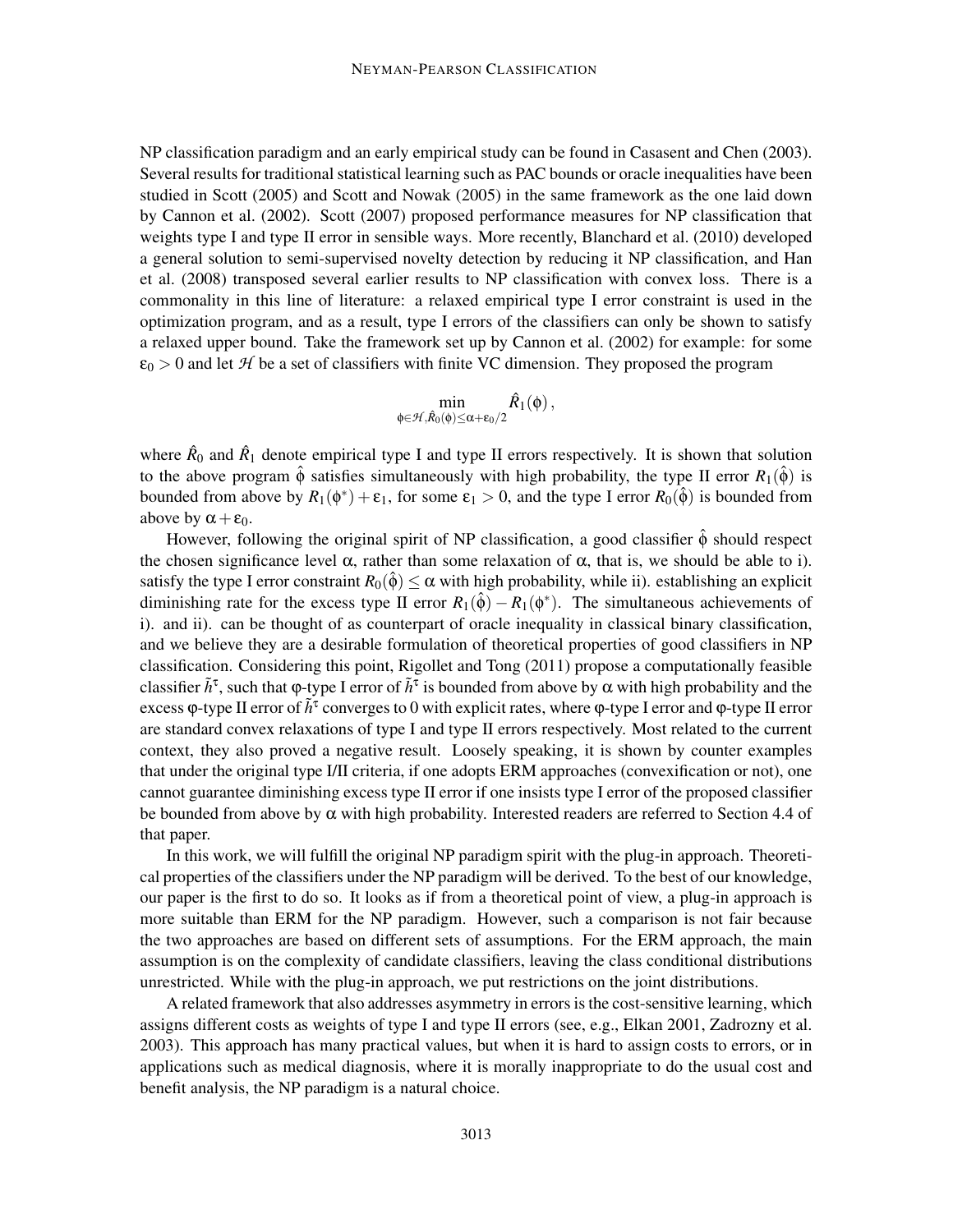NP classification paradigm and an early empirical study can be found in Casasent and Chen (2003). Several results for traditional statistical learning such as PAC bounds or oracle inequalities have been studied in Scott (2005) and Scott and Nowak (2005) in the same framework as the one laid down by Cannon et al. (2002). Scott (2007) proposed performance measures for NP classification that weights type I and type II error in sensible ways. More recently, Blanchard et al. (2010) developed a general solution to semi-supervised novelty detection by reducing it NP classification, and Han et al. (2008) transposed several earlier results to NP classification with convex loss. There is a commonality in this line of literature: a relaxed empirical type I error constraint is used in the optimization program, and as a result, type I errors of the classifiers can only be shown to satisfy a relaxed upper bound. Take the framework set up by Cannon et al. (2002) for example: for some $\varepsilon_0 > 0$ and let $\mathcal{H}$ be a set of classifiers with finite VC dimension. They proposed the program

$$\min_{\phi \in \mathcal{H}, \hat{R}_0(\phi) \leq \alpha + \varepsilon_0/2} \hat{R}_1(\phi)\,,$$

where $\hat{R}_0$ and $\hat{R}_1$ denote empirical type I and type II errors respectively. It is shown that solution to the above program $\hat{\phi}$ satisfies simultaneously with high probability, the type II error $R_1(\hat{\phi})$ is bounded from above by $R_1(\phi^*) + \varepsilon_1$, for some $\varepsilon_1 > 0$, and the type I error $R_0(\hat{\phi})$ is bounded from above by $\alpha + \varepsilon_0$.

However, following the original spirit of NP classification, a good classifier $\hat{\phi}$ should respect the chosen significance level $\alpha$, rather than some relaxation of $\alpha$, that is, we should be able to i). satisfy the type I error constraint $R_0(\hat{\phi}) \leq \alpha$ with high probability, while ii). establishing an explicit diminishing rate for the excess type II error $R_1(\hat{\phi}) - R_1(\phi^*)$. The simultaneous achievements of i). and ii). can be thought of as counterpart of oracle inequality in classical binary classification, and we believe they are a desirable formulation of theoretical properties of good classifiers in NP classification. Considering this point, Rigollet and Tong (2011) propose a computationally feasible classifier $\tilde{h}^\tau$, such that $\varphi$-type I error of $\tilde{h}^\tau$ is bounded from above by $\alpha$ with high probability and the excess $\varphi$-type II error of $\tilde{h}^\tau$ converges to 0 with explicit rates, where $\varphi$-type I error and $\varphi$-type II error are standard convex relaxations of type I and type II errors respectively. Most related to the current context, they also proved a negative result. Loosely speaking, it is shown by counter examples that under the original type I/II criteria, if one adopts ERM approaches (convexification or not), one cannot guarantee diminishing excess type II error if one insists type I error of the proposed classifier be bounded from above by $\alpha$ with high probability. Interested readers are referred to Section 4.4 of that paper.

In this work, we will fulfill the original NP paradigm spirit with the plug-in approach. Theoretical properties of the classifiers under the NP paradigm will be derived. To the best of our knowledge, our paper is the first to do so. It looks as if from a theoretical point of view, a plug-in approach is more suitable than ERM for the NP paradigm. However, such a comparison is not fair because the two approaches are based on different sets of assumptions. For the ERM approach, the main assumption is on the complexity of candidate classifiers, leaving the class conditional distributions unrestricted. While with the plug-in approach, we put restrictions on the joint distributions.

A related framework that also addresses asymmetry in errors is the cost-sensitive learning, which assigns different costs as weights of type I and type II errors (see, e.g., Elkan 2001, Zadrozny et al. 2003). This approach has many practical values, but when it is hard to assign costs to errors, or in applications such as medical diagnosis, where it is morally inappropriate to do the usual cost and benefit analysis, the NP paradigm is a natural choice.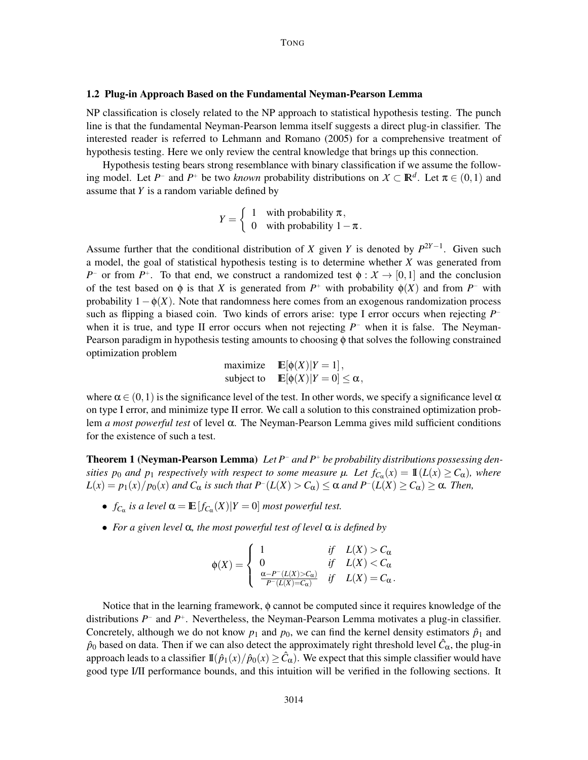### 1.2 Plug-in Approach Based on the Fundamental Neyman-Pearson Lemma

NP classification is closely related to the NP approach to statistical hypothesis testing. The punch line is that the fundamental Neyman-Pearson lemma itself suggests a direct plug-in classifier. The interested reader is referred to Lehmann and Romano (2005) for a comprehensive treatment of hypothesis testing. Here we only review the central knowledge that brings up this connection.

Hypothesis testing bears strong resemblance with binary classification if we assume the following model. Let $P^-$ and $P^+$ be two *known* probability distributions on $\mathcal{X} \subset \mathbb{R}^d$. Let $\pi \in (0,1)$ and assume that $Y$ is a random variable defined by

$$Y = \begin{cases} 1 & \text{with probability } \pi, \\ 0 & \text{with probability } 1-\pi. \end{cases}$$

Assume further that the conditional distribution of $X$ given $Y$ is denoted by $P^{2Y-1}$. Given such a model, the goal of statistical hypothesis testing is to determine whether $X$ was generated from $P^-$ or from $P^+$. To that end, we construct a randomized test $\phi : \mathcal{X} \to [0,1]$ and the conclusion of the test based on $\phi$ is that $X$ is generated from $P^+$ with probability $\phi(X)$ and from $P^-$ with probability $1-\phi(X)$. Note that randomness here comes from an exogenous randomization process such as flipping a biased coin. Two kinds of errors arise: type I error occurs when rejecting $P^-$ when it is true, and type II error occurs when not rejecting $P^-$ when it is false. The Neyman-Pearson paradigm in hypothesis testing amounts to choosing $\phi$ that solves the following constrained optimization problem

$$\begin{aligned} \text{maximize} \quad & \mathbb{E}[\phi(X)|Y=1], \\ \text{subject to} \quad & \mathbb{E}[\phi(X)|Y=0] \le \alpha, \end{aligned}$$

where $\alpha \in (0,1)$ is the significance level of the test. In other words, we specify a significance level $\alpha$ on type I error, and minimize type II error. We call a solution to this constrained optimization problem *a most powerful test* of level $\alpha$. The Neyman-Pearson Lemma gives mild sufficient conditions for the existence of such a test.

**Theorem 1 (Neyman-Pearson Lemma)** *Let $P^-$ and $P^+$ be probability distributions possessing densities $p_0$ and $p_1$ respectively with respect to some measure $\mu$. Let $f_{C_\alpha}(x) = \mathbb{I}(L(x) \ge C_\alpha)$, where $L(x) = p_1(x)/p_0(x)$ and $C_\alpha$ is such that $P^-(L(X) > C_\alpha) \le \alpha$ and $P^-(L(X) \ge C_\alpha) \ge \alpha$. Then,*

- *$f_{C_\alpha}$ is a level $\alpha = \mathbb{E}[f_{C_\alpha}(X)|Y=0]$ most powerful test.*
- *For a given level $\alpha$, the most powerful test of level $\alpha$ is defined by*

$$\phi(X) = \begin{cases} 1 & \text{if} \quad L(X) > C_\alpha \\ 0 & \text{if} \quad L(X) < C_\alpha \\ \frac{\alpha - P^-(L(X) > C_\alpha)}{P^-(L(X) = C_\alpha)} & \text{if} \quad L(X) = C_\alpha. \end{cases}$$

Notice that in the learning framework, $\phi$ cannot be computed since it requires knowledge of the distributions $P^-$ and $P^+$. Nevertheless, the Neyman-Pearson Lemma motivates a plug-in classifier. Concretely, although we do not know $p_1$ and $p_0$, we can find the kernel density estimators $\hat{p}_1$ and $\hat{p}_0$ based on data. Then if we can also detect the approximately right threshold level $\hat{C}_\alpha$, the plug-in approach leads to a classifier $\mathbb{I}(\hat{p}_1(x)/\hat{p}_0(x) \ge \hat{C}_\alpha)$. We expect that this simple classifier would have good type I/II performance bounds, and this intuition will be verified in the following sections. It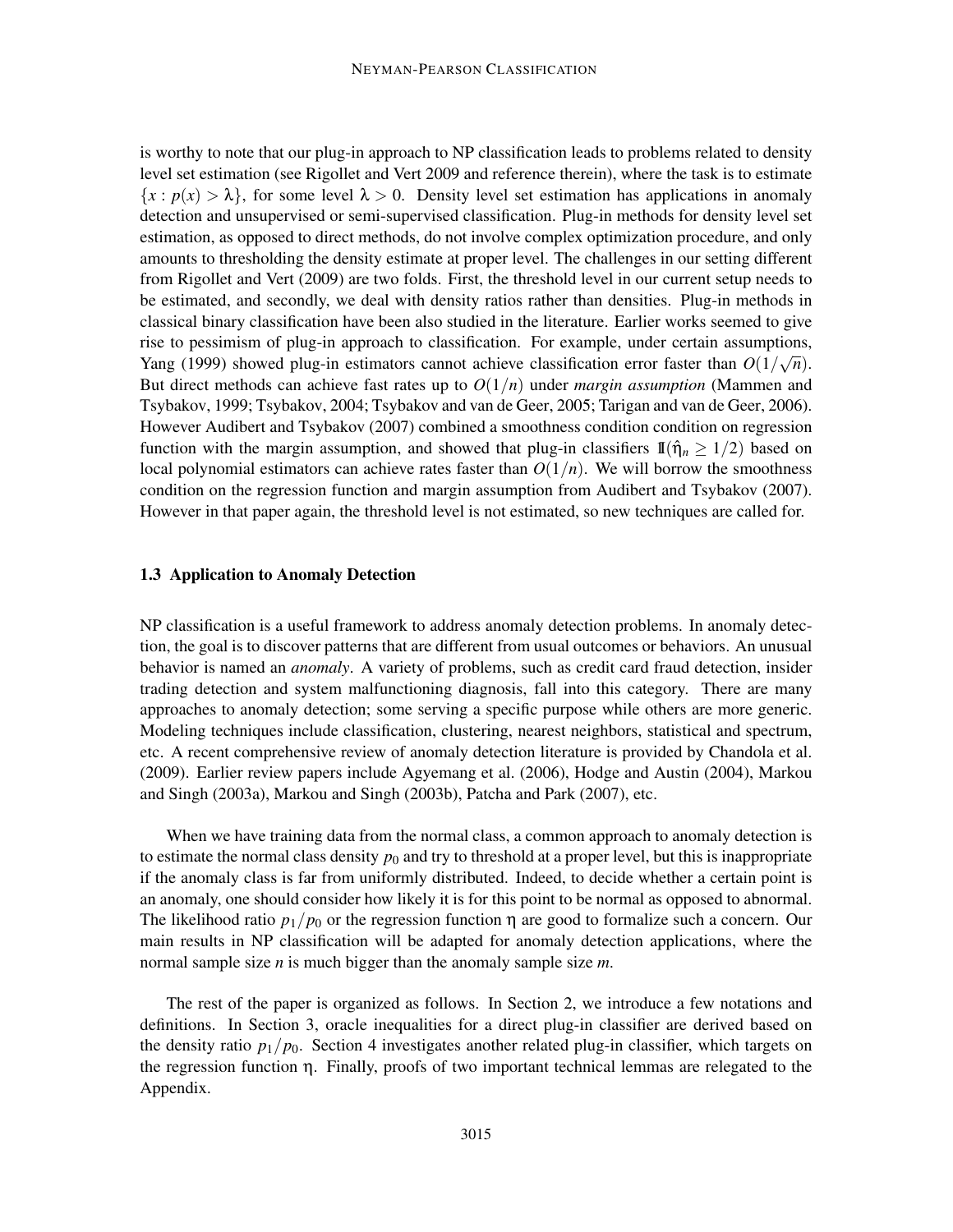is worthy to note that our plug-in approach to NP classification leads to problems related to density level set estimation (see Rigollet and Vert 2009 and reference therein), where the task is to estimate $\{x : p(x) > \lambda\}$, for some level $\lambda > 0$. Density level set estimation has applications in anomaly detection and unsupervised or semi-supervised classification. Plug-in methods for density level set estimation, as opposed to direct methods, do not involve complex optimization procedure, and only amounts to thresholding the density estimate at proper level. The challenges in our setting different from Rigollet and Vert (2009) are two folds. First, the threshold level in our current setup needs to be estimated, and secondly, we deal with density ratios rather than densities. Plug-in methods in classical binary classification have been also studied in the literature. Earlier works seemed to give rise to pessimism of plug-in approach to classification. For example, under certain assumptions, Yang (1999) showed plug-in estimators cannot achieve classification error faster than $O(1/\sqrt{n})$. But direct methods can achieve fast rates up to $O(1/n)$ under *margin assumption* (Mammen and Tsybakov, 1999; Tsybakov, 2004; Tsybakov and van de Geer, 2005; Tarigan and van de Geer, 2006). However Audibert and Tsybakov (2007) combined a smoothness condition condition on regression function with the margin assumption, and showed that plug-in classifiers $\mathbb{1}(\hat{\eta}_n \geq 1/2)$ based on local polynomial estimators can achieve rates faster than $O(1/n)$. We will borrow the smoothness condition on the regression function and margin assumption from Audibert and Tsybakov (2007). However in that paper again, the threshold level is not estimated, so new techniques are called for.

### 1.3 Application to Anomaly Detection

NP classification is a useful framework to address anomaly detection problems. In anomaly detection, the goal is to discover patterns that are different from usual outcomes or behaviors. An unusual behavior is named an *anomaly*. A variety of problems, such as credit card fraud detection, insider trading detection and system malfunctioning diagnosis, fall into this category. There are many approaches to anomaly detection; some serving a specific purpose while others are more generic. Modeling techniques include classification, clustering, nearest neighbors, statistical and spectrum, etc. A recent comprehensive review of anomaly detection literature is provided by Chandola et al. (2009). Earlier review papers include Agyemang et al. (2006), Hodge and Austin (2004), Markou and Singh (2003a), Markou and Singh (2003b), Patcha and Park (2007), etc.

When we have training data from the normal class, a common approach to anomaly detection is to estimate the normal class density $p_0$ and try to threshold at a proper level, but this is inappropriate if the anomaly class is far from uniformly distributed. Indeed, to decide whether a certain point is an anomaly, one should consider how likely it is for this point to be normal as opposed to abnormal. The likelihood ratio $p_1/p_0$ or the regression function $\eta$ are good to formalize such a concern. Our main results in NP classification will be adapted for anomaly detection applications, where the normal sample size $n$ is much bigger than the anomaly sample size $m$.

The rest of the paper is organized as follows. In Section 2, we introduce a few notations and definitions. In Section 3, oracle inequalities for a direct plug-in classifier are derived based on the density ratio $p_1/p_0$. Section 4 investigates another related plug-in classifier, which targets on the regression function $\eta$. Finally, proofs of two important technical lemmas are relegated to the Appendix.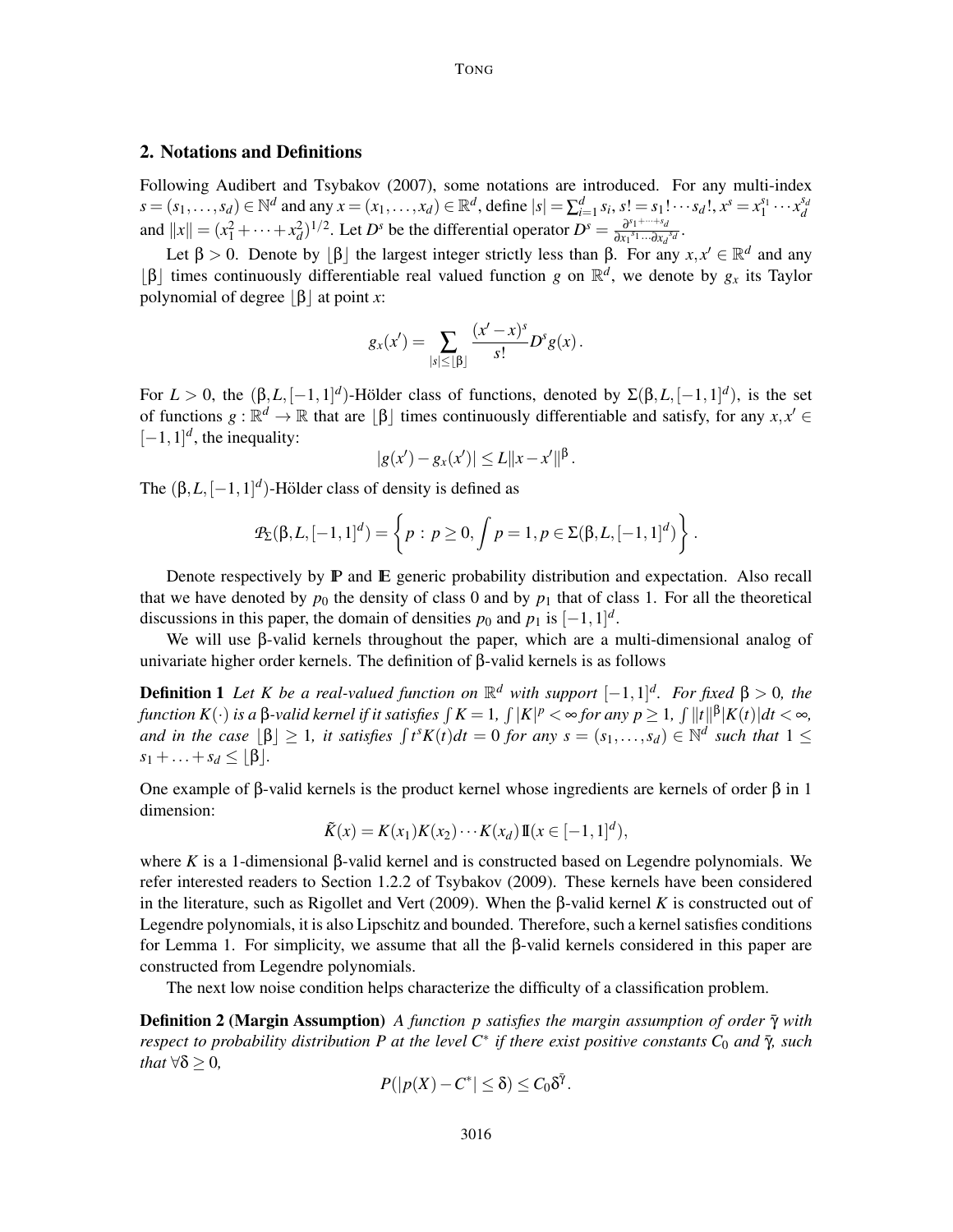## 2. Notations and Definitions

Following Audibert and Tsybakov (2007), some notations are introduced. For any multi-index $s = (s_1, \ldots, s_d) \in \mathbb{N}^d$ and any $x = (x_1, \ldots, x_d) \in \mathbb{R}^d$, define $|s| = \sum_{i=1}^d s_i$, $s! = s_1! \cdots s_d!$, $x^s = x_1^{s_1} \cdots x_d^{s_d}$ and $\|x\| = (x_1^2 + \cdots + x_d^2)^{1/2}$. Let $D^s$ be the differential operator $D^s = \frac{\partial^{s_1 + \cdots + s_d}}{\partial x_1^{s_1} \cdots \partial x_d^{s_d}}$.

Let $\beta > 0$. Denote by $\lfloor \beta \rfloor$ the largest integer strictly less than $\beta$. For any $x, x' \in \mathbb{R}^d$ and any $\lfloor \beta \rfloor$ times continuously differentiable real valued function $g$ on $\mathbb{R}^d$, we denote by $g_x$ its Taylor polynomial of degree $\lfloor \beta \rfloor$ at point $x$:

$$g_x(x') = \sum_{|s| \leq \lfloor \beta \rfloor} \frac{(x' - x)^s}{s!} D^s g(x).$$

For $L > 0$, the $(\beta, L, [-1,1]^d)$-Hölder class of functions, denoted by $\Sigma(\beta, L, [-1,1]^d)$, is the set of functions $g : \mathbb{R}^d \to \mathbb{R}$ that are $\lfloor \beta \rfloor$ times continuously differentiable and satisfy, for any $x, x' \in [-1,1]^d$, the inequality:

$$|g(x') - g_x(x')| \leq L \|x - x'\|^\beta.$$

The $(\beta, L, [-1,1]^d)$-Hölder class of density is defined as

$$\mathcal{P}_\Sigma(\beta, L, [-1,1]^d) = \left\{ p : p \geq 0, \int p = 1, p \in \Sigma(\beta, L, [-1,1]^d) \right\}.$$

Denote respectively by $\mathbb{P}$ and $\mathbb{E}$ generic probability distribution and expectation. Also recall that we have denoted by $p_0$ the density of class 0 and by $p_1$ that of class 1. For all the theoretical discussions in this paper, the domain of densities $p_0$ and $p_1$ is $[-1,1]^d$.

We will use $\beta$-valid kernels throughout the paper, which are a multi-dimensional analog of univariate higher order kernels. The definition of $\beta$-valid kernels is as follows

**Definition 1** *Let $K$ be a real-valued function on $\mathbb{R}^d$ with support $[-1,1]^d$. For fixed $\beta > 0$, the function $K(\cdot)$ is a $\beta$-valid kernel if it satisfies $\int K = 1$, $\int |K|^p < \infty$ for any $p \geq 1$, $\int \|t\|^\beta |K(t)| dt < \infty$, and in the case $\lfloor \beta \rfloor \geq 1$, it satisfies $\int t^s K(t) dt = 0$ for any $s = (s_1, \ldots, s_d) \in \mathbb{N}^d$ such that $1 \leq s_1 + \ldots + s_d \leq \lfloor \beta \rfloor$.*

One example of $\beta$-valid kernels is the product kernel whose ingredients are kernels of order $\beta$ in 1 dimension:

$$\tilde{K}(x) = K(x_1) K(x_2) \cdots K(x_d) \mathbb{1}(x \in [-1,1]^d),$$

where $K$ is a 1-dimensional $\beta$-valid kernel and is constructed based on Legendre polynomials. We refer interested readers to Section 1.2.2 of Tsybakov (2009). These kernels have been considered in the literature, such as Rigollet and Vert (2009). When the $\beta$-valid kernel $K$ is constructed out of Legendre polynomials, it is also Lipschitz and bounded. Therefore, such a kernel satisfies conditions for Lemma 1. For simplicity, we assume that all the $\beta$-valid kernels considered in this paper are constructed from Legendre polynomials.

The next low noise condition helps characterize the difficulty of a classification problem.

**Definition 2 (Margin Assumption)** *A function $p$ satisfies the margin assumption of order $\bar{\gamma}$ with respect to probability distribution $P$ at the level $C^*$ if there exist positive constants $C_0$ and $\bar{\gamma}$, such that $\forall \delta \geq 0$,*

$$P(|p(X) - C^*| \leq \delta) \leq C_0 \delta^{\bar{\gamma}}.$$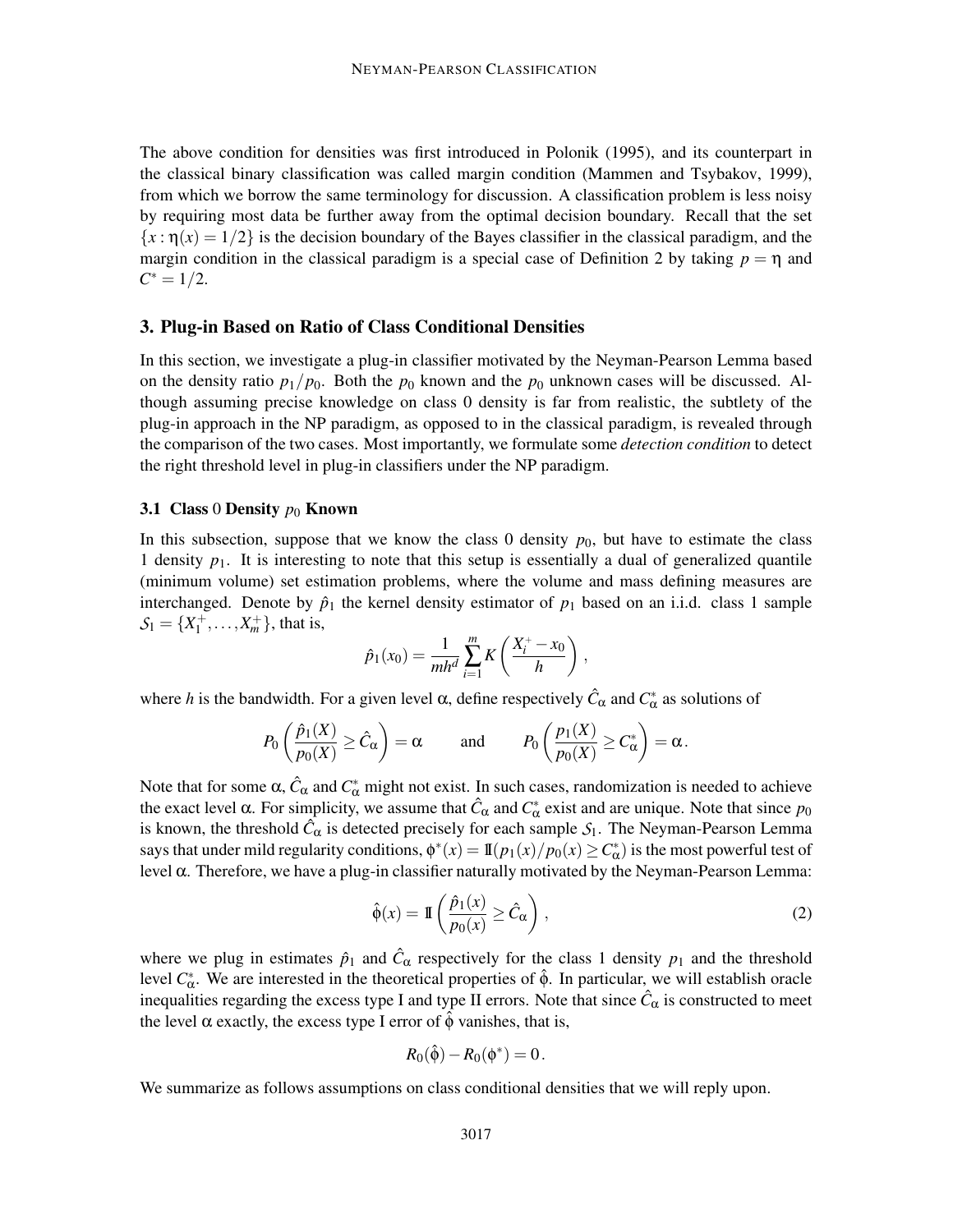The above condition for densities was first introduced in Polonik (1995), and its counterpart in the classical binary classification was called margin condition (Mammen and Tsybakov, 1999), from which we borrow the same terminology for discussion. A classification problem is less noisy by requiring most data be further away from the optimal decision boundary. Recall that the set $\{x : \eta(x) = 1/2\}$ is the decision boundary of the Bayes classifier in the classical paradigm, and the margin condition in the classical paradigm is a special case of Definition 2 by taking $p = \eta$ and $C^* = 1/2$.

## 3. Plug-in Based on Ratio of Class Conditional Densities

In this section, we investigate a plug-in classifier motivated by the Neyman-Pearson Lemma based on the density ratio $p_1/p_0$. Both the $p_0$ known and the $p_0$ unknown cases will be discussed. Although assuming precise knowledge on class 0 density is far from realistic, the subtlety of the plug-in approach in the NP paradigm, as opposed to in the classical paradigm, is revealed through the comparison of the two cases. Most importantly, we formulate some *detection condition* to detect the right threshold level in plug-in classifiers under the NP paradigm.

### 3.1 Class 0 Density $p_0$ Known

In this subsection, suppose that we know the class 0 density $p_0$, but have to estimate the class 1 density $p_1$. It is interesting to note that this setup is essentially a dual of generalized quantile (minimum volume) set estimation problems, where the volume and mass defining measures are interchanged. Denote by $\hat{p}_1$ the kernel density estimator of $p_1$ based on an i.i.d. class 1 sample $\mathcal{S}_1 = \{X_1^+, \dots, X_m^+\}$, that is,

$$\hat{p}_1(x_0) = \frac{1}{mh^d} \sum_{i=1}^{m} K\left(\frac{X_i^+ - x_0}{h}\right),$$

where $h$ is the bandwidth. For a given level $\alpha$, define respectively $\hat{C}_\alpha$ and $C_\alpha^*$ as solutions of

$$P_0\left(\frac{\hat{p}_1(X)}{p_0(X)} \geq \hat{C}_\alpha\right) = \alpha \qquad \text{and} \qquad P_0\left(\frac{p_1(X)}{p_0(X)} \geq C_\alpha^*\right) = \alpha\,.$$

Note that for some $\alpha$, $\hat{C}_\alpha$ and $C_\alpha^*$ might not exist. In such cases, randomization is needed to achieve the exact level $\alpha$. For simplicity, we assume that $\hat{C}_\alpha$ and $C_\alpha^*$ exist and are unique. Note that since $p_0$ is known, the threshold $\hat{C}_\alpha$ is detected precisely for each sample $\mathcal{S}_1$. The Neyman-Pearson Lemma says that under mild regularity conditions, $\phi^*(x) = \mathbb{1}(p_1(x)/p_0(x) \geq C_\alpha^*)$ is the most powerful test of level $\alpha$. Therefore, we have a plug-in classifier naturally motivated by the Neyman-Pearson Lemma:

$$\hat{\phi}(x) = \mathbb{1}\left(\frac{\hat{p}_1(x)}{p_0(x)} \geq \hat{C}_\alpha\right), \tag{2}$$

where we plug in estimates $\hat{p}_1$ and $\hat{C}_\alpha$ respectively for the class 1 density $p_1$ and the threshold level $C_\alpha^*$. We are interested in the theoretical properties of $\hat{\phi}$. In particular, we will establish oracle inequalities regarding the excess type I and type II errors. Note that since $\hat{C}_\alpha$ is constructed to meet the level $\alpha$ exactly, the excess type I error of $\hat{\phi}$ vanishes, that is,

$$R_0(\hat{\phi}) - R_0(\phi^*) = 0\,.$$

We summarize as follows assumptions on class conditional densities that we will reply upon.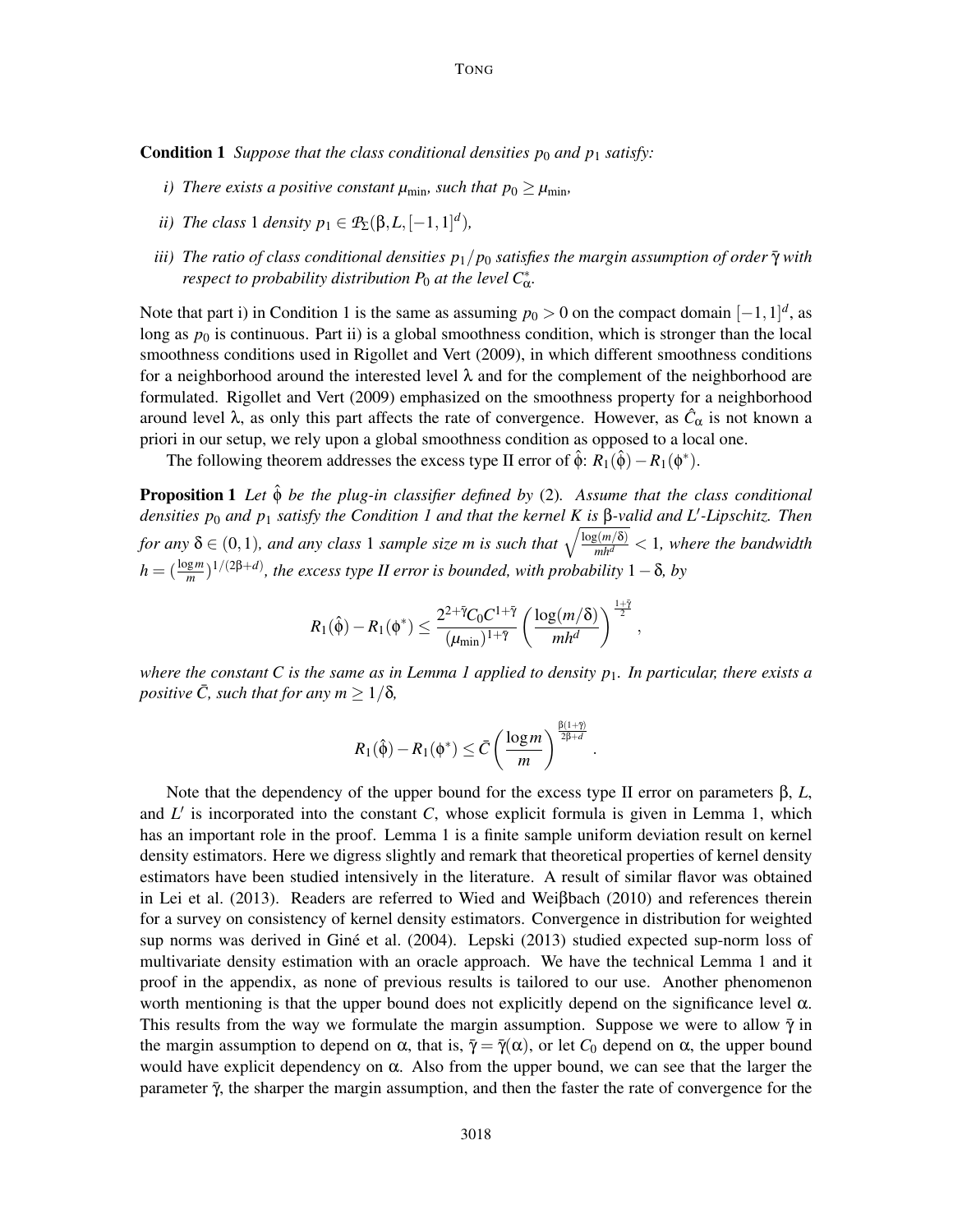**Condition 1** *Suppose that the class conditional densities $p_0$ and $p_1$ satisfy:*

*i) There exists a positive constant $\mu_{\min}$, such that $p_0 \geq \mu_{\min}$,*

*ii) The class 1 density $p_1 \in \mathcal{P}_\Sigma(\beta, L, [-1,1]^d)$,*

*iii) The ratio of class conditional densities $p_1/p_0$ satisfies the margin assumption of order $\bar{\gamma}$ with respect to probability distribution $P_0$ at the level $C^*_\alpha$.*

Note that part i) in Condition 1 is the same as assuming $p_0 > 0$ on the compact domain $[-1,1]^d$, as long as $p_0$ is continuous. Part ii) is a global smoothness condition, which is stronger than the local smoothness conditions used in Rigollet and Vert (2009), in which different smoothness conditions for a neighborhood around the interested level $\lambda$ and for the complement of the neighborhood are formulated. Rigollet and Vert (2009) emphasized on the smoothness property for a neighborhood around level $\lambda$, as only this part affects the rate of convergence. However, as $\hat{C}_\alpha$ is not known a priori in our setup, we rely upon a global smoothness condition as opposed to a local one.

The following theorem addresses the excess type II error of $\hat{\phi}$: $R_1(\hat{\phi}) - R_1(\phi^*)$.

**Proposition 1** *Let $\hat{\phi}$ be the plug-in classifier defined by (2). Assume that the class conditional densities $p_0$ and $p_1$ satisfy the Condition 1 and that the kernel $K$ is $\beta$-valid and $L'$-Lipschitz. Then for any $\delta \in (0,1)$, and any class 1 sample size $m$ is such that $\sqrt{\frac{\log(m/\delta)}{mh^d}} < 1$, where the bandwidth $h = (\frac{\log m}{m})^{1/(2\beta+d)}$, the excess type II error is bounded, with probability $1-\delta$, by*

$$R_1(\hat{\phi}) - R_1(\phi^*) \leq \frac{2^{2+\bar{\gamma}} C_0 C^{1+\bar{\gamma}}}{(\mu_{\min})^{1+\bar{\gamma}}} \left( \frac{\log(m/\delta)}{mh^d} \right)^{\frac{1+\bar{\gamma}}{2}},$$

*where the constant $C$ is the same as in Lemma 1 applied to density $p_1$. In particular, there exists a positive $\bar{C}$, such that for any $m \geq 1/\delta$,*

$$R_1(\hat{\phi}) - R_1(\phi^*) \leq \bar{C} \left( \frac{\log m}{m} \right)^{\frac{\beta(1+\bar{\gamma})}{2\beta+d}}.$$

Note that the dependency of the upper bound for the excess type II error on parameters $\beta$, $L$, and $L'$ is incorporated into the constant $C$, whose explicit formula is given in Lemma 1, which has an important role in the proof. Lemma 1 is a finite sample uniform deviation result on kernel density estimators. Here we digress slightly and remark that theoretical properties of kernel density estimators have been studied intensively in the literature. A result of similar flavor was obtained in Lei et al. (2013). Readers are referred to Wied and Weiβbach (2010) and references therein for a survey on consistency of kernel density estimators. Convergence in distribution for weighted sup norms was derived in Giné et al. (2004). Lepski (2013) studied expected sup-norm loss of multivariate density estimation with an oracle approach. We have the technical Lemma 1 and it proof in the appendix, as none of previous results is tailored to our use. Another phenomenon worth mentioning is that the upper bound does not explicitly depend on the significance level $\alpha$. This results from the way we formulate the margin assumption. Suppose we were to allow $\bar{\gamma}$ in the margin assumption to depend on $\alpha$, that is, $\bar{\gamma} = \bar{\gamma}(\alpha)$, or let $C_0$ depend on $\alpha$, the upper bound would have explicit dependency on $\alpha$. Also from the upper bound, we can see that the larger the parameter $\bar{\gamma}$, the sharper the margin assumption, and then the faster the rate of convergence for the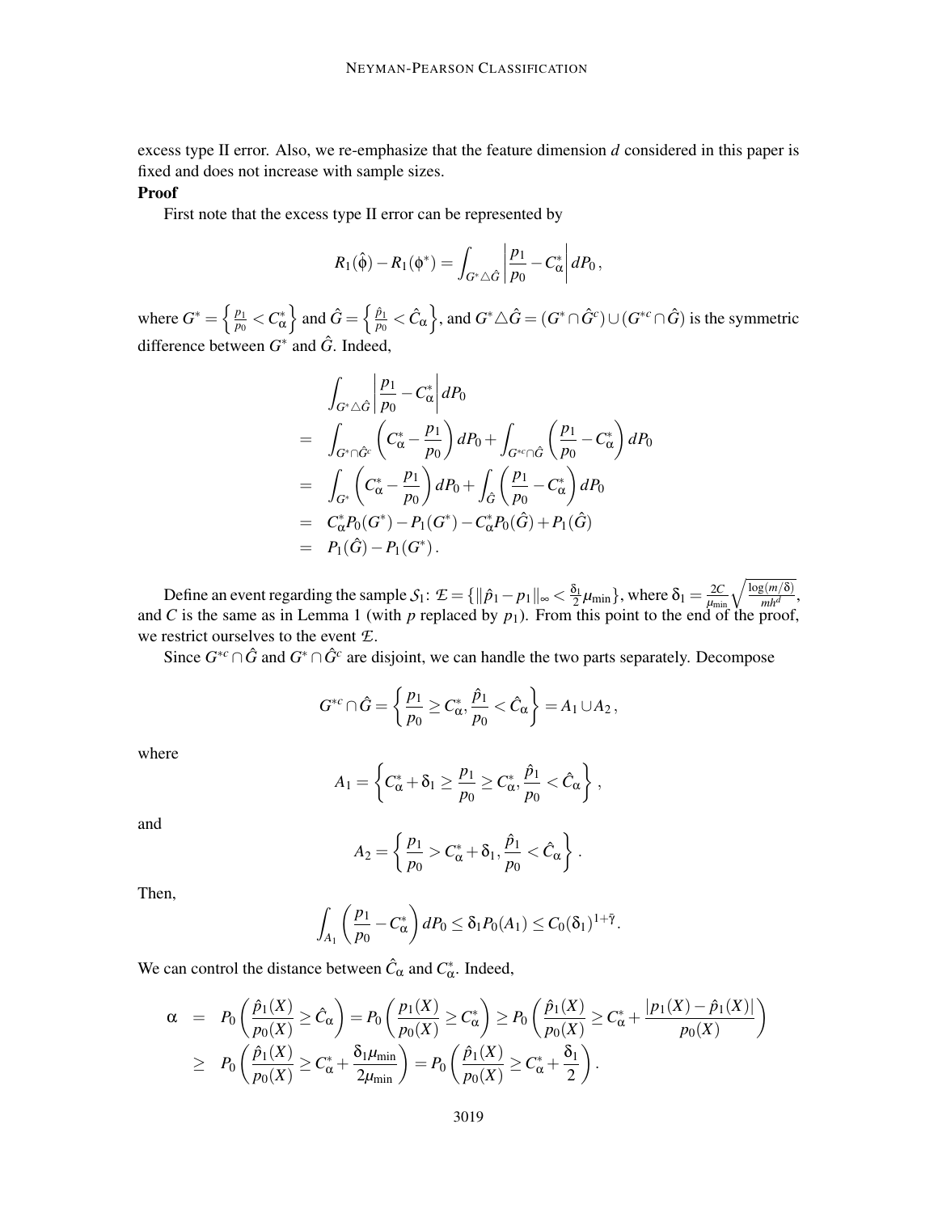excess type II error. Also, we re-emphasize that the feature dimension $d$ considered in this paper is fixed and does not increase with sample sizes.

**Proof**

First note that the excess type II error can be represented by

$$R_1(\hat{\phi}) - R_1(\phi^*) = \int_{G^* \triangle \hat{G}} \left| \frac{p_1}{p_0} - C^*_\alpha \right| dP_0 \,,$$

where $G^* = \left\{ \frac{p_1}{p_0} < C^*_\alpha \right\}$ and $\hat{G} = \left\{ \frac{\hat{p}_1}{p_0} < \hat{C}_\alpha \right\}$, and $G^* \triangle \hat{G} = (G^* \cap \hat{G}^c) \cup (G^{*c} \cap \hat{G})$ is the symmetric difference between $G^*$ and $\hat{G}$. Indeed,

$$\begin{aligned}
& \int_{G^* \triangle \hat{G}} \left| \frac{p_1}{p_0} - C^*_\alpha \right| dP_0 \\
= & \int_{G^* \cap \hat{G}^c} \left( C^*_\alpha - \frac{p_1}{p_0} \right) dP_0 + \int_{G^{*c} \cap \hat{G}} \left( \frac{p_1}{p_0} - C^*_\alpha \right) dP_0 \\
= & \int_{G^*} \left( C^*_\alpha - \frac{p_1}{p_0} \right) dP_0 + \int_{\hat{G}} \left( \frac{p_1}{p_0} - C^*_\alpha \right) dP_0 \\
= & \; C^*_\alpha P_0(G^*) - P_1(G^*) - C^*_\alpha P_0(\hat{G}) + P_1(\hat{G}) \\
= & \; P_1(\hat{G}) - P_1(G^*) \,.
\end{aligned}$$

Define an event regarding the sample $\mathcal{S}_1$: $\mathcal{E} = \{ \|\hat{p}_1 - p_1\|_\infty < \frac{\delta_1}{2}\mu_{\min} \}$, where $\delta_1 = \frac{2C}{\mu_{\min}} \sqrt{\frac{\log(m/\delta)}{mh^d}}$, and $C$ is the same as in Lemma 1 (with $p$ replaced by $p_1$). From this point to the end of the proof, we restrict ourselves to the event $\mathcal{E}$.

Since $G^{*c} \cap \hat{G}$ and $G^* \cap \hat{G}^c$ are disjoint, we can handle the two parts separately. Decompose

$$G^{*c} \cap \hat{G} = \left\{ \frac{p_1}{p_0} \geq C^*_\alpha, \frac{\hat{p}_1}{p_0} < \hat{C}_\alpha \right\} = A_1 \cup A_2 \,,$$

where

$$A_1 = \left\{ C^*_\alpha + \delta_1 \geq \frac{p_1}{p_0} \geq C^*_\alpha, \frac{\hat{p}_1}{p_0} < \hat{C}_\alpha \right\} \,,$$

and

$$A_2 = \left\{ \frac{p_1}{p_0} > C^*_\alpha + \delta_1, \frac{\hat{p}_1}{p_0} < \hat{C}_\alpha \right\} \,.$$

Then,

$$\int_{A_1} \left( \frac{p_1}{p_0} - C^*_\alpha \right) dP_0 \leq \delta_1 P_0(A_1) \leq C_0 (\delta_1)^{1+\bar{\gamma}} .$$

We can control the distance between $\hat{C}_\alpha$ and $C^*_\alpha$. Indeed,

$$\begin{aligned}
\alpha & = P_0\left( \frac{\hat{p}_1(X)}{p_0(X)} \geq \hat{C}_\alpha \right) = P_0\left( \frac{p_1(X)}{p_0(X)} \geq C^*_\alpha \right) \geq P_0\left( \frac{\hat{p}_1(X)}{p_0(X)} \geq C^*_\alpha + \frac{|p_1(X) - \hat{p}_1(X)|}{p_0(X)} \right) \\
& \geq P_0\left( \frac{\hat{p}_1(X)}{p_0(X)} \geq C^*_\alpha + \frac{\delta_1 \mu_{\min}}{2\mu_{\min}} \right) = P_0\left( \frac{\hat{p}_1(X)}{p_0(X)} \geq C^*_\alpha + \frac{\delta_1}{2} \right).
\end{aligned}$$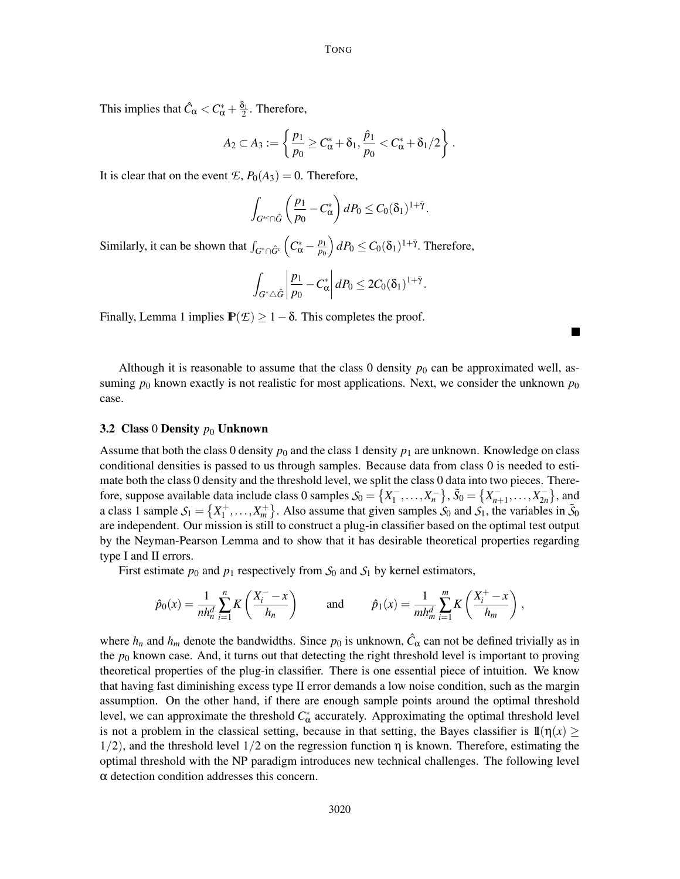This implies that $\hat{C}_\alpha < C^*_\alpha + \frac{\delta_1}{2}$. Therefore,

$$A_2 \subset A_3 := \left\{ \frac{p_1}{p_0} \geq C^*_\alpha + \delta_1, \frac{\hat{p}_1}{p_0} < C^*_\alpha + \delta_1/2 \right\}.$$

It is clear that on the event $\mathcal{E}$, $P_0(A_3) = 0$. Therefore,

$$\int_{G^{*c} \cap \hat{G}} \left( \frac{p_1}{p_0} - C^*_\alpha \right) dP_0 \leq C_0 (\delta_1)^{1+\bar{\gamma}}.$$

Similarly, it can be shown that $\int_{G^* \cap \hat{G}^c} \left( C^*_\alpha - \frac{p_1}{p_0} \right) dP_0 \leq C_0 (\delta_1)^{1+\bar{\gamma}}$. Therefore,

$$\int_{G^* \triangle \hat{G}} \left| \frac{p_1}{p_0} - C^*_\alpha \right| dP_0 \leq 2C_0 (\delta_1)^{1+\bar{\gamma}}.$$

Finally, Lemma 1 implies $\mathbb{P}(\mathcal{E}) \geq 1 - \delta$. This completes the proof. ■

Although it is reasonable to assume that the class 0 density $p_0$ can be approximated well, assuming $p_0$ known exactly is not realistic for most applications. Next, we consider the unknown $p_0$ case.

### 3.2 Class 0 Density $p_0$ Unknown

Assume that both the class 0 density $p_0$ and the class 1 density $p_1$ are unknown. Knowledge on class conditional densities is passed to us through samples. Because data from class 0 is needed to estimate both the class 0 density and the threshold level, we split the class 0 data into two pieces. Therefore, suppose available data include class 0 samples $\mathcal{S}_0 = \{X_1^-, \ldots, X_n^-\}$, $\tilde{\mathcal{S}}_0 = \{X_{n+1}^-, \ldots, X_{2n}^-\}$, and a class 1 sample $\mathcal{S}_1 = \{X_1^+, \ldots, X_m^+\}$. Also assume that given samples $\mathcal{S}_0$ and $\mathcal{S}_1$, the variables in $\tilde{\mathcal{S}}_0$ are independent. Our mission is still to construct a plug-in classifier based on the optimal test output by the Neyman-Pearson Lemma and to show that it has desirable theoretical properties regarding type I and II errors.

First estimate $p_0$ and $p_1$ respectively from $\mathcal{S}_0$ and $\mathcal{S}_1$ by kernel estimators,

$$\hat{p}_0(x) = \frac{1}{nh_n^d} \sum_{i=1}^n K\left( \frac{X_i^- - x}{h_n} \right) \qquad \text{and} \qquad \hat{p}_1(x) = \frac{1}{mh_m^d} \sum_{i=1}^m K\left( \frac{X_i^+ - x}{h_m} \right),$$

where $h_n$ and $h_m$ denote the bandwidths. Since $p_0$ is unknown, $\hat{C}_\alpha$ can not be defined trivially as in the $p_0$ known case. And, it turns out that detecting the right threshold level is important to proving theoretical properties of the plug-in classifier. There is one essential piece of intuition. We know that having fast diminishing excess type II error demands a low noise condition, such as the margin assumption. On the other hand, if there are enough sample points around the optimal threshold level, we can approximate the threshold $C^*_\alpha$ accurately. Approximating the optimal threshold level is not a problem in the classical setting, because in that setting, the Bayes classifier is $\mathbb{I}(\eta(x) \geq 1/2)$, and the threshold level $1/2$ on the regression function $\eta$ is known. Therefore, estimating the optimal threshold with the NP paradigm introduces new technical challenges. The following level $\alpha$ detection condition addresses this concern.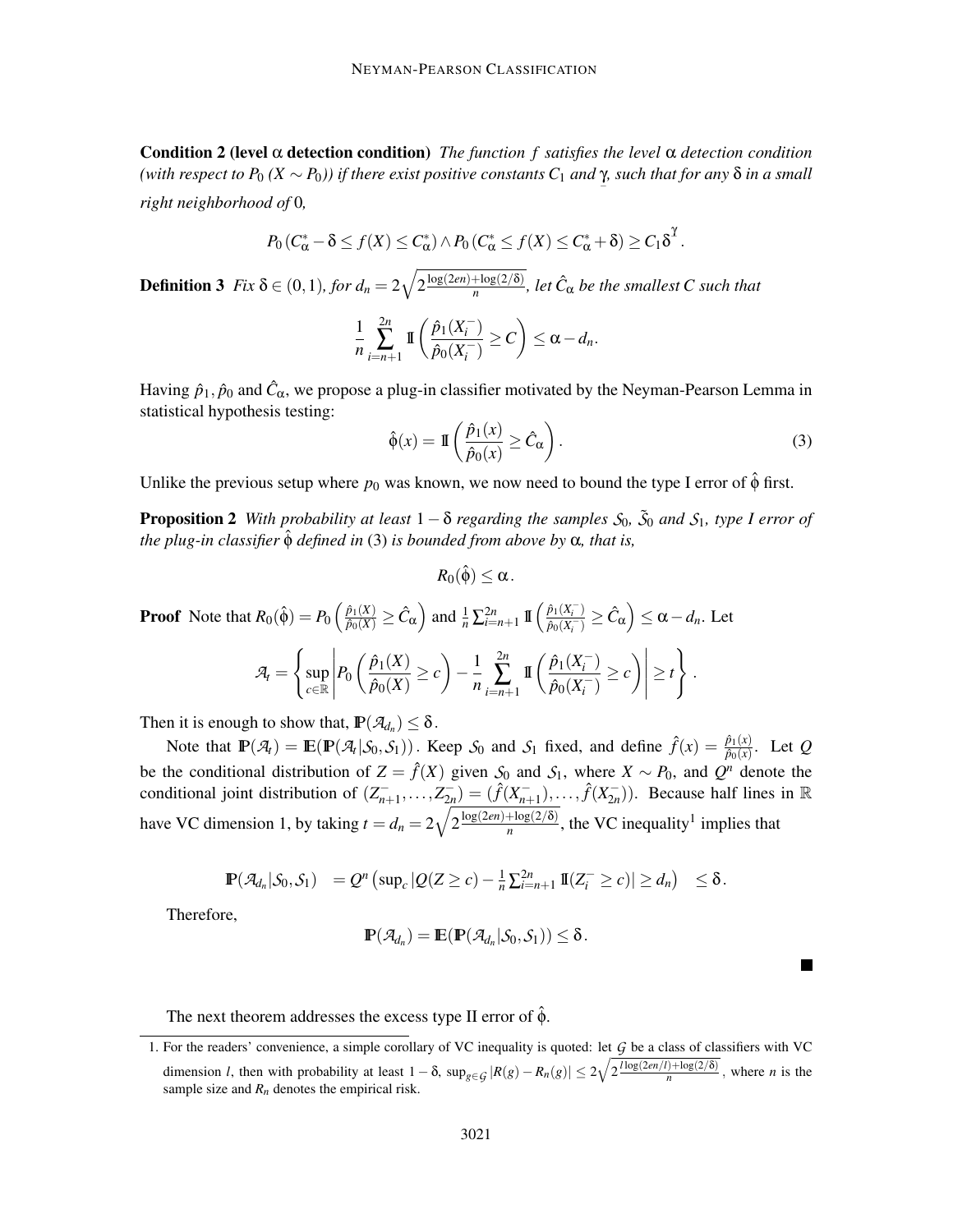**Condition 2 (level $\alpha$ detection condition)** *The function $f$ satisfies the level $\alpha$ detection condition (with respect to $P_0$ ($X \sim P_0$)) if there exist positive constants $C_1$ and $\underline{\gamma}$, such that for any $\delta$ in a small right neighborhood of 0,*

$$P_0\left(C^*_\alpha - \delta \leq f(X) \leq C^*_\alpha\right) \wedge P_0\left(C^*_\alpha \leq f(X) \leq C^*_\alpha + \delta\right) \geq C_1 \delta^{\underline{\gamma}}.$$

**Definition 3** *Fix $\delta \in (0,1)$, for $d_n = 2\sqrt{2\frac{\log(2en)+\log(2/\delta)}{n}}$, let $\hat{C}_\alpha$ be the smallest $C$ such that*

$$\frac{1}{n}\sum_{i=n+1}^{2n} \mathbb{I}\left(\frac{\hat{p}_1(X_i^-)}{\hat{p}_0(X_i^-)} \geq C\right) \leq \alpha - d_n.$$

Having $\hat{p}_1, \hat{p}_0$ and $\hat{C}_\alpha$, we propose a plug-in classifier motivated by the Neyman-Pearson Lemma in statistical hypothesis testing:

$$\hat{\phi}(x) = \mathbb{I}\left(\frac{\hat{p}_1(x)}{\hat{p}_0(x)} \geq \hat{C}_\alpha\right). \tag{3}$$

Unlike the previous setup where $p_0$ was known, we now need to bound the type I error of $\hat{\phi}$ first.

**Proposition 2** *With probability at least $1-\delta$ regarding the samples $\mathcal{S}_0$, $\tilde{\mathcal{S}}_0$ and $\mathcal{S}_1$, type I error of the plug-in classifier $\hat{\phi}$ defined in* (3) *is bounded from above by $\alpha$, that is,*

$$R_0(\hat{\phi}) \leq \alpha.$$

**Proof** Note that $R_0(\hat{\phi}) = P_0\left(\frac{\hat{p}_1(X)}{\hat{p}_0(X)} \geq \hat{C}_\alpha\right)$ and $\frac{1}{n}\sum_{i=n+1}^{2n} \mathbb{I}\left(\frac{\hat{p}_1(X_i^-)}{\hat{p}_0(X_i^-)} \geq \hat{C}_\alpha\right) \leq \alpha - d_n$. Let

$$\mathcal{A}_t = \left\{\sup_{c\in\mathbb{R}} \left| P_0\left(\frac{\hat{p}_1(X)}{\hat{p}_0(X)} \geq c\right) - \frac{1}{n}\sum_{i=n+1}^{2n} \mathbb{I}\left(\frac{\hat{p}_1(X_i^-)}{\hat{p}_0(X_i^-)} \geq c\right)\right| \geq t\right\}.$$

Then it is enough to show that, $\mathbb{P}(\mathcal{A}_{d_n}) \leq \delta$.

Note that $\mathbb{P}(\mathcal{A}_t) = \mathbb{E}(\mathbb{P}(\mathcal{A}_t|\mathcal{S}_0,\mathcal{S}_1))$. Keep $\mathcal{S}_0$ and $\mathcal{S}_1$ fixed, and define $\hat{f}(x) = \frac{\hat{p}_1(x)}{\hat{p}_0(x)}$. Let $Q$ be the conditional distribution of $Z = \hat{f}(X)$ given $\mathcal{S}_0$ and $\mathcal{S}_1$, where $X \sim P_0$, and $Q^n$ denote the conditional joint distribution of $(Z^-_{n+1},\ldots,Z^-_{2n}) = (\hat{f}(X^-_{n+1}),\ldots,\hat{f}(X^-_{2n}))$. Because half lines in $\mathbb{R}$ have VC dimension 1, by taking $t = d_n = 2\sqrt{2\frac{\log(2en)+\log(2/\delta)}{n}}$, the VC inequality[1] implies that

$$\mathbb{P}(\mathcal{A}_{d_n}|\mathcal{S}_0,\mathcal{S}_1) \;\; = Q^n\left(\sup_c \left|Q(Z \geq c) - \tfrac{1}{n}\textstyle\sum_{i=n+1}^{2n} \mathbb{I}(Z_i^- \geq c)\right| \geq d_n\right) \;\; \leq \delta.$$

Therefore,

$$\mathbb{P}(\mathcal{A}_{d_n}) = \mathbb{E}(\mathbb{P}(\mathcal{A}_{d_n}|\mathcal{S}_0,\mathcal{S}_1)) \leq \delta.$$

■

The next theorem addresses the excess type II error of $\hat{\phi}$.

---

1. For the readers' convenience, a simple corollary of VC inequality is quoted: let $\mathcal{G}$ be a class of classifiers with VC dimension $l$, then with probability at least $1-\delta$, $\sup_{g\in\mathcal{G}} |R(g) - R_n(g)| \leq 2\sqrt{2\frac{l\log(2en/l)+\log(2/\delta)}{n}}$, where $n$ is the sample size and $R_n$ denotes the empirical risk.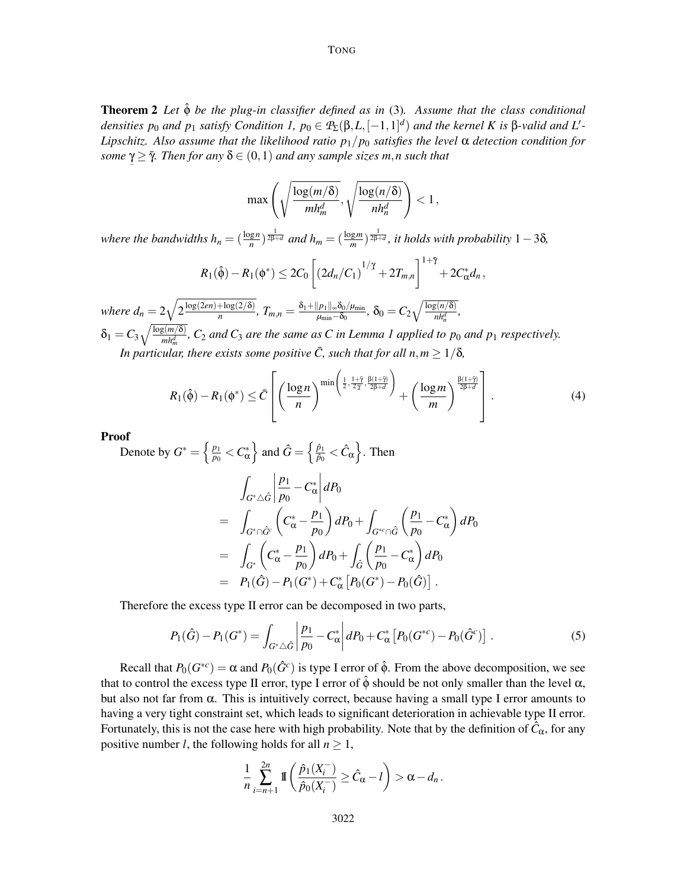**Theorem 2** *Let $\hat{\phi}$ be the plug-in classifier defined as in* (3)*. Assume that the class conditional densities $p_0$ and $p_1$ satisfy Condition 1, $p_0 \in \mathcal{P}_\Sigma(\beta, L, [-1,1]^d)$ and the kernel $K$ is $\beta$-valid and $L'$-Lipschitz. Also assume that the likelihood ratio $p_1/p_0$ satisfies the level $\alpha$ detection condition for some $\underline{\gamma} \geq \bar{\gamma}$. Then for any $\delta \in (0,1)$ and any sample sizes $m, n$ such that*

$$\max\left(\sqrt{\frac{\log(m/\delta)}{mh_m^d}}, \sqrt{\frac{\log(n/\delta)}{nh_n^d}}\right) < 1\,,$$

*where the bandwidths $h_n = (\frac{\log n}{n})^{\frac{1}{2\beta+d}}$ and $h_m = (\frac{\log m}{m})^{\frac{1}{2\beta+d}}$, it holds with probability $1-3\delta$,*

$$R_1(\hat{\phi}) - R_1(\phi^*) \leq 2C_0\left[\left(2d_n/C_1\right)^{1/\underline{\gamma}} + 2T_{m,n}\right]^{1+\bar{\gamma}} + 2C_\alpha^* d_n\,,$$

*where $d_n = 2\sqrt{2\frac{\log(2en)+\log(2/\delta)}{n}}$, $T_{m,n} = \frac{\delta_1 + \|p_1\|_\infty \delta_0/\mu_{\min}}{\mu_{\min}-\delta_0}$, $\delta_0 = C_2\sqrt{\frac{\log(n/\delta)}{nh_n^d}}$, $\delta_1 = C_3\sqrt{\frac{\log(m/\delta)}{mh_m^d}}$, $C_2$ and $C_3$ are the same as $C$ in Lemma 1 applied to $p_0$ and $p_1$ respectively.*

*In particular, there exists some positive $\bar{C}$, such that for all $n, m \geq 1/\delta$,*

$$R_1(\hat{\phi}) - R_1(\phi^*) \leq \bar{C}\left[\left(\frac{\log n}{n}\right)^{\min\left(\frac{1}{2}, \frac{1+\bar{\gamma}}{2\underline{\gamma}}, \frac{\beta(1+\bar{\gamma})}{2\beta+d}\right)} + \left(\frac{\log m}{m}\right)^{\frac{\beta(1+\bar{\gamma})}{2\beta+d}}\right]. \tag{4}$$

**Proof**

Denote by $G^* = \left\{\frac{p_1}{p_0} < C_\alpha^*\right\}$ and $\hat{G} = \left\{\frac{\hat{p}_1}{\hat{p}_0} < \hat{C}_\alpha\right\}$. Then

$$\begin{aligned}
&\int_{G^* \triangle \hat{G}} \left|\frac{p_1}{p_0} - C_\alpha^*\right| dP_0 \\
=\;& \int_{G^* \cap \hat{G}^c} \left(C_\alpha^* - \frac{p_1}{p_0}\right) dP_0 + \int_{G^{*c} \cap \hat{G}} \left(\frac{p_1}{p_0} - C_\alpha^*\right) dP_0 \\
=\;& \int_{G^*} \left(C_\alpha^* - \frac{p_1}{p_0}\right) dP_0 + \int_{\hat{G}} \left(\frac{p_1}{p_0} - C_\alpha^*\right) dP_0 \\
=\;& P_1(\hat{G}) - P_1(G^*) + C_\alpha^*\left[P_0(G^*) - P_0(\hat{G})\right].
\end{aligned}$$

Therefore the excess type II error can be decomposed in two parts,

$$P_1(\hat{G}) - P_1(G^*) = \int_{G^* \triangle \hat{G}} \left|\frac{p_1}{p_0} - C_\alpha^*\right| dP_0 + C_\alpha^*\left[P_0(G^{*c}) - P_0(\hat{G}^c)\right]. \tag{5}$$

Recall that $P_0(G^{*c}) = \alpha$ and $P_0(\hat{G}^c)$ is type I error of $\hat{\phi}$. From the above decomposition, we see that to control the excess type II error, type I error of $\hat{\phi}$ should be not only smaller than the level $\alpha$, but also not far from $\alpha$. This is intuitively correct, because having a small type I error amounts to having a very tight constraint set, which leads to significant deterioration in achievable type II error. Fortunately, this is not the case here with high probability. Note that by the definition of $\hat{C}_\alpha$, for any positive number $l$, the following holds for all $n \geq 1$,

$$\frac{1}{n}\sum_{i=n+1}^{2n} \mathbb{I}\left(\frac{\hat{p}_1(X_i^-)}{\hat{p}_0(X_i^-)} \geq \hat{C}_\alpha - l\right) > \alpha - d_n\,.$$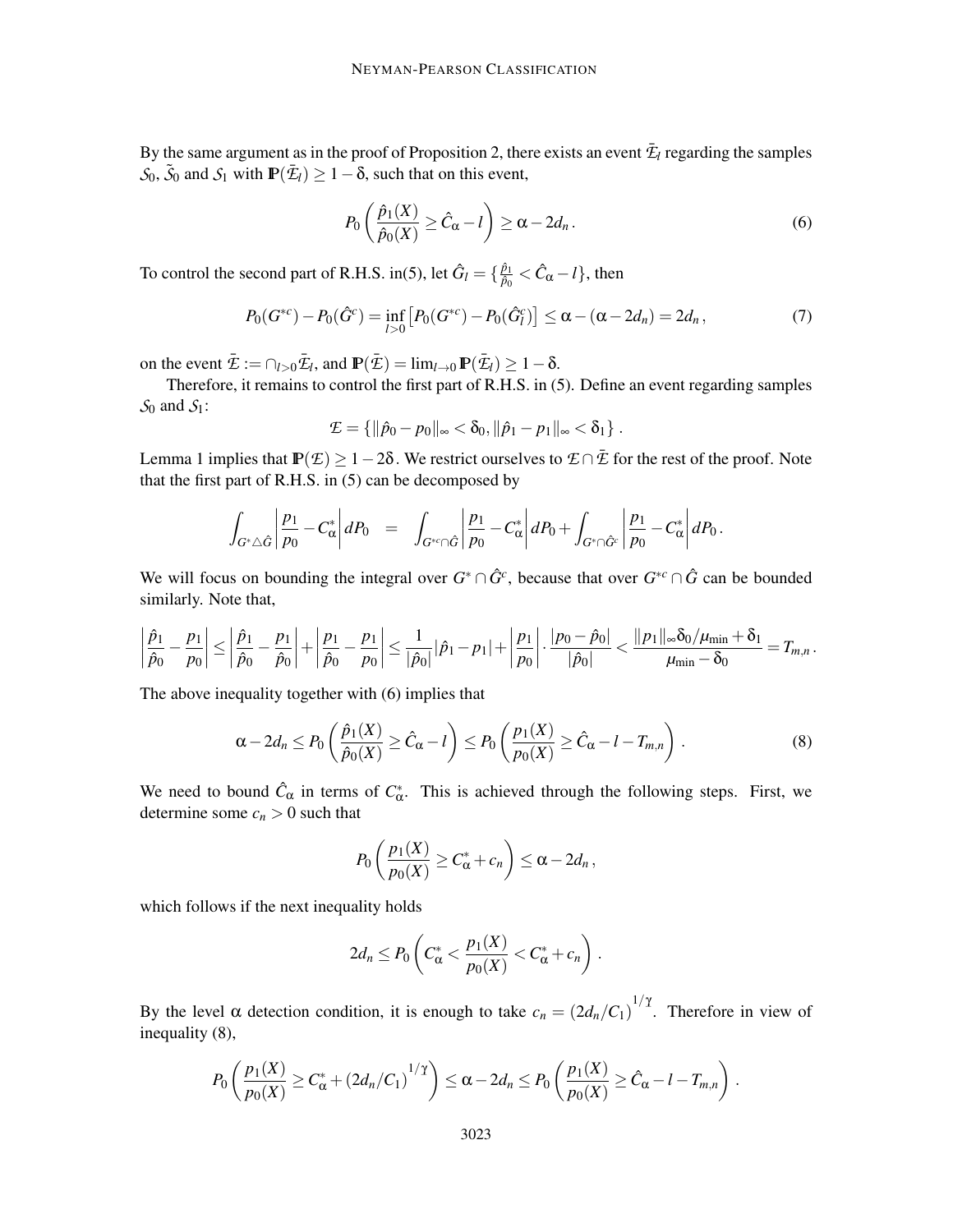By the same argument as in the proof of Proposition 2, there exists an event $\bar{\mathcal{E}}_l$ regarding the samples $\mathcal{S}_0$, $\tilde{\mathcal{S}}_0$ and $\mathcal{S}_1$ with $\mathbb{P}(\bar{\mathcal{E}}_l) \geq 1-\delta$, such that on this event,

$$P_0\left(\frac{\hat{p}_1(X)}{\hat{p}_0(X)} \geq \hat{C}_\alpha - l\right) \geq \alpha - 2d_n\,. \tag{6}$$

To control the second part of R.H.S. in(5), let $\hat{G}_l = \{\frac{\hat{p}_1}{\hat{p}_0} < \hat{C}_\alpha - l\}$, then

$$P_0(G^{*c}) - P_0(\hat{G}^c) = \inf_{l>0}\left[P_0(G^{*c}) - P_0(\hat{G}_l^c)\right] \leq \alpha - (\alpha - 2d_n) = 2d_n\,, \tag{7}$$

on the event $\bar{\mathcal{E}} := \cap_{l>0}\bar{\mathcal{E}}_l$, and $\mathbb{P}(\bar{\mathcal{E}}) = \lim_{l\to 0}\mathbb{P}(\bar{\mathcal{E}}_l) \geq 1-\delta$.

Therefore, it remains to control the first part of R.H.S. in (5). Define an event regarding samples $\mathcal{S}_0$ and $\mathcal{S}_1$:

$$\mathcal{E} = \{\|\hat{p}_0 - p_0\|_\infty < \delta_0, \|\hat{p}_1 - p_1\|_\infty < \delta_1\}\,.$$

Lemma 1 implies that $\mathbb{P}(\mathcal{E}) \geq 1-2\delta$. We restrict ourselves to $\mathcal{E}\cap\bar{\mathcal{E}}$ for the rest of the proof. Note that the first part of R.H.S. in (5) can be decomposed by

$$\int_{G^*\triangle\hat{G}}\left|\frac{p_1}{p_0} - C^*_\alpha\right| dP_0 = \int_{G^{*c}\cap\hat{G}}\left|\frac{p_1}{p_0} - C^*_\alpha\right| dP_0 + \int_{G^*\cap\hat{G}^c}\left|\frac{p_1}{p_0} - C^*_\alpha\right| dP_0\,.$$

We will focus on bounding the integral over $G^*\cap\hat{G}^c$, because that over $G^{*c}\cap\hat{G}$ can be bounded similarly. Note that,

$$\left|\frac{\hat{p}_1}{\hat{p}_0} - \frac{p_1}{p_0}\right| \leq \left|\frac{\hat{p}_1}{\hat{p}_0} - \frac{p_1}{\hat{p}_0}\right| + \left|\frac{p_1}{\hat{p}_0} - \frac{p_1}{p_0}\right| \leq \frac{1}{|\hat{p}_0|}|\hat{p}_1 - p_1| + \left|\frac{p_1}{p_0}\right|\cdot\frac{|p_0 - \hat{p}_0|}{|\hat{p}_0|} < \frac{\|p_1\|_\infty\delta_0/\mu_{\min} + \delta_1}{\mu_{\min} - \delta_0} = T_{m,n}\,.$$

The above inequality together with (6) implies that

$$\alpha - 2d_n \leq P_0\left(\frac{\hat{p}_1(X)}{\hat{p}_0(X)} \geq \hat{C}_\alpha - l\right) \leq P_0\left(\frac{p_1(X)}{p_0(X)} \geq \hat{C}_\alpha - l - T_{m,n}\right)\,. \tag{8}$$

We need to bound $\hat{C}_\alpha$ in terms of $C^*_\alpha$. This is achieved through the following steps. First, we determine some $c_n > 0$ such that

$$P_0\left(\frac{p_1(X)}{p_0(X)} \geq C^*_\alpha + c_n\right) \leq \alpha - 2d_n\,,$$

which follows if the next inequality holds

$$2d_n \leq P_0\left(C^*_\alpha < \frac{p_1(X)}{p_0(X)} < C^*_\alpha + c_n\right)\,.$$

By the level $\alpha$ detection condition, it is enough to take $c_n = (2d_n/C_1)^{1/\gamma}$. Therefore in view of inequality (8),

$$P_0\left(\frac{p_1(X)}{p_0(X)} \geq C^*_\alpha + (2d_n/C_1)^{1/\gamma}\right) \leq \alpha - 2d_n \leq P_0\left(\frac{p_1(X)}{p_0(X)} \geq \hat{C}_\alpha - l - T_{m,n}\right)\,.$$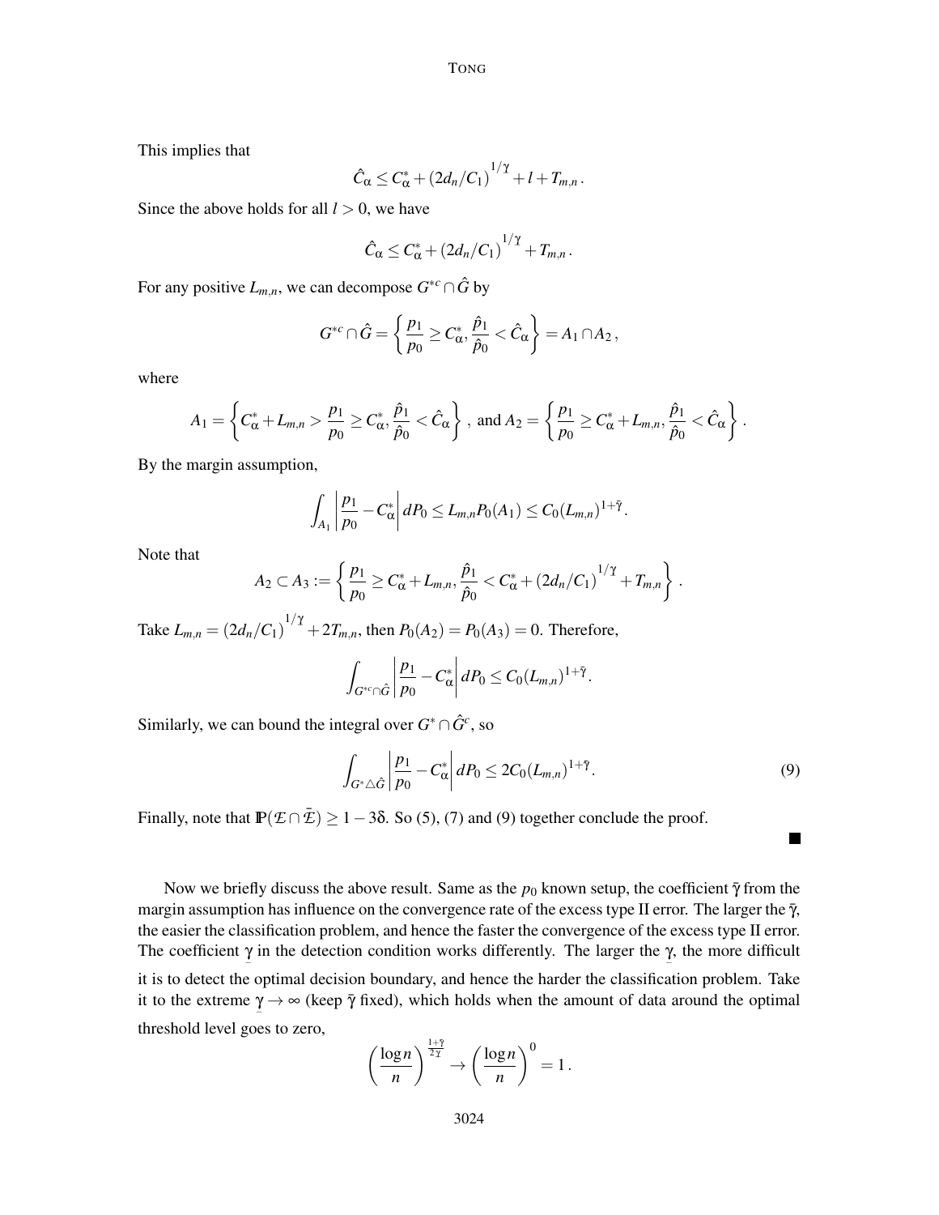This implies that

$$\hat{C}_\alpha \leq C^*_\alpha + \left(2d_n/C_1\right)^{1/\underline{\gamma}} + l + T_{m,n}\,.$$

Since the above holds for all $l > 0$, we have

$$\hat{C}_\alpha \leq C^*_\alpha + \left(2d_n/C_1\right)^{1/\underline{\gamma}} + T_{m,n}\,.$$

For any positive $L_{m,n}$, we can decompose $G^{*c} \cap \hat{G}$ by

$$G^{*c} \cap \hat{G} = \left\{ \frac{p_1}{p_0} \geq C^*_\alpha, \frac{\hat{p}_1}{\hat{p}_0} < \hat{C}_\alpha \right\} = A_1 \cap A_2\,,$$

where

$$A_1 = \left\{ C^*_\alpha + L_{m,n} > \frac{p_1}{p_0} \geq C^*_\alpha, \frac{\hat{p}_1}{\hat{p}_0} < \hat{C}_\alpha \right\}\,,\ \text{and}\ A_2 = \left\{ \frac{p_1}{p_0} \geq C^*_\alpha + L_{m,n}, \frac{\hat{p}_1}{\hat{p}_0} < \hat{C}_\alpha \right\}.$$

By the margin assumption,

$$\int_{A_1} \left| \frac{p_1}{p_0} - C^*_\alpha \right| dP_0 \leq L_{m,n} P_0(A_1) \leq C_0 (L_{m,n})^{1+\bar{\gamma}}.$$

Note that

$$A_2 \subset A_3 := \left\{ \frac{p_1}{p_0} \geq C^*_\alpha + L_{m,n}, \frac{\hat{p}_1}{\hat{p}_0} < C^*_\alpha + \left(2d_n/C_1\right)^{1/\underline{\gamma}} + T_{m,n} \right\}\,.$$

Take $L_{m,n} = \left(2d_n/C_1\right)^{1/\underline{\gamma}} + 2T_{m,n}$, then $P_0(A_2) = P_0(A_3) = 0$. Therefore,

$$\int_{G^{*c} \cap \hat{G}} \left| \frac{p_1}{p_0} - C^*_\alpha \right| dP_0 \leq C_0 (L_{m,n})^{1+\bar{\gamma}}.$$

Similarly, we can bound the integral over $G^* \cap \hat{G}^c$, so

$$\int_{G^* \triangle \hat{G}} \left| \frac{p_1}{p_0} - C^*_\alpha \right| dP_0 \leq 2C_0 (L_{m,n})^{1+\bar{\gamma}}. \tag{9}$$

Finally, note that $\mathbb{P}(\mathcal{E} \cap \bar{\mathcal{E}}) \geq 1 - 3\delta$. So (5), (7) and (9) together conclude the proof. ∎

Now we briefly discuss the above result. Same as the $p_0$ known setup, the coefficient $\bar{\gamma}$ from the margin assumption has influence on the convergence rate of the excess type II error. The larger the $\bar{\gamma}$, the easier the classification problem, and hence the faster the convergence of the excess type II error. The coefficient $\underline{\gamma}$ in the detection condition works differently. The larger the $\underline{\gamma}$, the more difficult it is to detect the optimal decision boundary, and hence the harder the classification problem. Take it to the extreme $\underline{\gamma} \to \infty$ (keep $\bar{\gamma}$ fixed), which holds when the amount of data around the optimal threshold level goes to zero,

$$\left( \frac{\log n}{n} \right)^{\frac{1+\bar{\gamma}}{2\underline{\gamma}}} \to \left( \frac{\log n}{n} \right)^{0} = 1\,.$$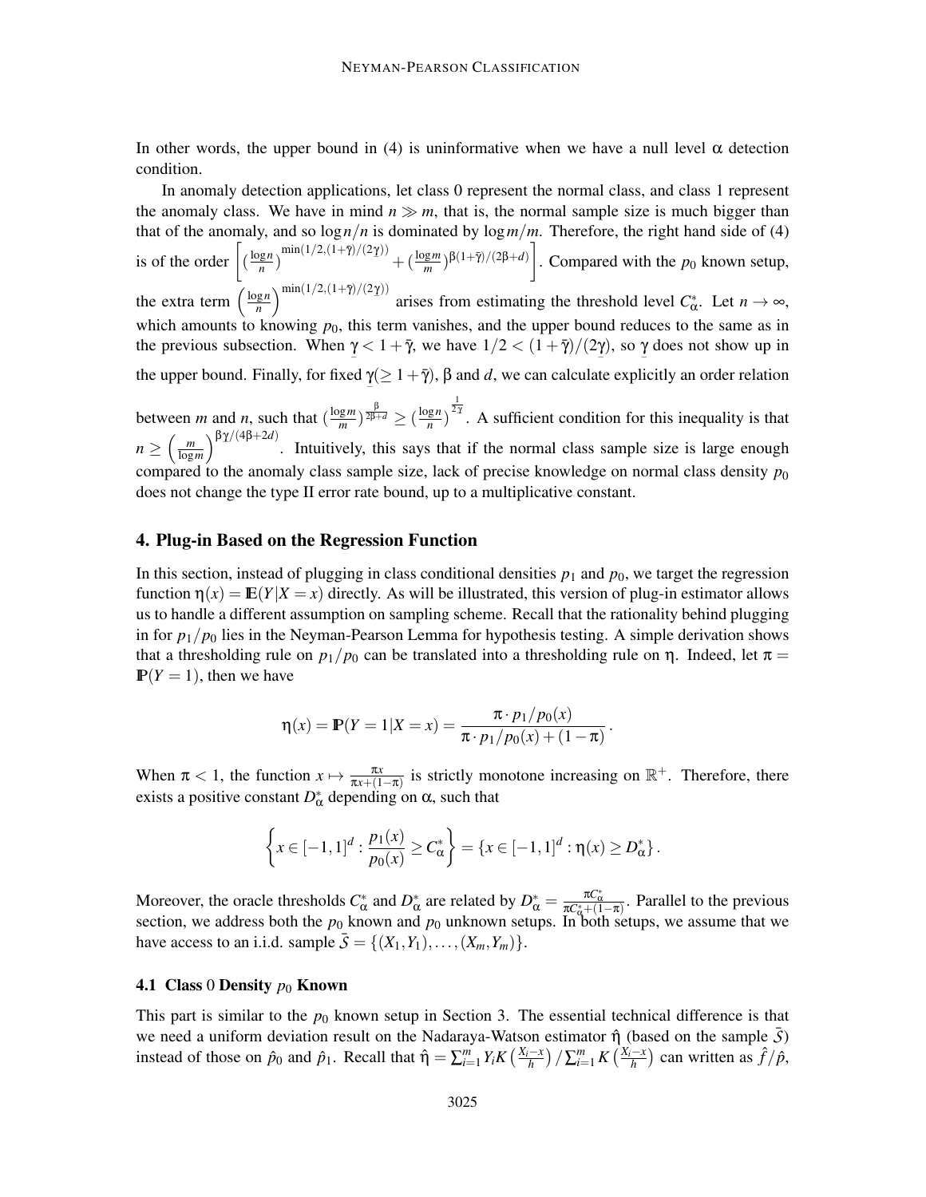In other words, the upper bound in (4) is uninformative when we have a null level $\alpha$ detection condition.

In anomaly detection applications, let class 0 represent the normal class, and class 1 represent the anomaly class. We have in mind $n \gg m$, that is, the normal sample size is much bigger than that of the anomaly, and so $\log n/n$ is dominated by $\log m/m$. Therefore, the right hand side of (4) is of the order $\left[(\frac{\log n}{n})^{\min(1/2,(1+\bar{\gamma})/(2\underline{\gamma}))} + (\frac{\log m}{m})^{\beta(1+\bar{\gamma})/(2\beta+d)}\right]$. Compared with the $p_0$ known setup, the extra term $\left(\frac{\log n}{n}\right)^{\min(1/2,(1+\bar{\gamma})/(2\underline{\gamma}))}$ arises from estimating the threshold level $C^*_\alpha$. Let $n \to \infty$, which amounts to knowing $p_0$, this term vanishes, and the upper bound reduces to the same as in the previous subsection. When $\underline{\gamma} < 1 + \bar{\gamma}$, we have $1/2 < (1+\bar{\gamma})/(2\underline{\gamma})$, so $\underline{\gamma}$ does not show up in the upper bound. Finally, for fixed $\underline{\gamma}(\geq 1+\bar{\gamma})$, $\beta$ and $d$, we can calculate explicitly an order relation between $m$ and $n$, such that $(\frac{\log m}{m})^{\frac{\beta}{2\beta+d}} \geq (\frac{\log n}{n})^{\frac{1}{2\underline{\gamma}}}$. A sufficient condition for this inequality is that $n \geq \left(\frac{m}{\log m}\right)^{\beta\underline{\gamma}/(4\beta+2d)}$. Intuitively, this says that if the normal class sample size is large enough compared to the anomaly class sample size, lack of precise knowledge on normal class density $p_0$ does not change the type II error rate bound, up to a multiplicative constant.

## 4. Plug-in Based on the Regression Function

In this section, instead of plugging in class conditional densities $p_1$ and $p_0$, we target the regression function $\eta(x) = \mathbb{E}(Y|X=x)$ directly. As will be illustrated, this version of plug-in estimator allows us to handle a different assumption on sampling scheme. Recall that the rationality behind plugging in for $p_1/p_0$ lies in the Neyman-Pearson Lemma for hypothesis testing. A simple derivation shows that a thresholding rule on $p_1/p_0$ can be translated into a thresholding rule on $\eta$. Indeed, let $\pi = \mathbb{P}(Y=1)$, then we have

$$\eta(x) = \mathbb{P}(Y=1|X=x) = \frac{\pi \cdot p_1/p_0(x)}{\pi \cdot p_1/p_0(x) + (1-\pi)}\,.$$

When $\pi < 1$, the function $x \mapsto \frac{\pi x}{\pi x + (1-\pi)}$ is strictly monotone increasing on $\mathbb{R}^+$. Therefore, there exists a positive constant $D^*_\alpha$ depending on $\alpha$, such that

$$\left\{x \in [-1,1]^d : \frac{p_1(x)}{p_0(x)} \geq C^*_\alpha\right\} = \left\{x \in [-1,1]^d : \eta(x) \geq D^*_\alpha\right\}.$$

Moreover, the oracle thresholds $C^*_\alpha$ and $D^*_\alpha$ are related by $D^*_\alpha = \frac{\pi C^*_\alpha}{\pi C^*_\alpha + (1-\pi)}$. Parallel to the previous section, we address both the $p_0$ known and $p_0$ unknown setups. In both setups, we assume that we have access to an i.i.d. sample $\bar{\mathcal{S}} = \{(X_1,Y_1),\ldots,(X_m,Y_m)\}$.

### 4.1 Class 0 Density $p_0$ Known

This part is similar to the $p_0$ known setup in Section 3. The essential technical difference is that we need a uniform deviation result on the Nadaraya-Watson estimator $\hat{\eta}$ (based on the sample $\bar{\mathcal{S}}$) instead of those on $\hat{p}_0$ and $\hat{p}_1$. Recall that $\hat{\eta} = \sum_{i=1}^m Y_i K\left(\frac{X_i - x}{h}\right) / \sum_{i=1}^m K\left(\frac{X_i - x}{h}\right)$ can written as $\hat{f}/\hat{p}$,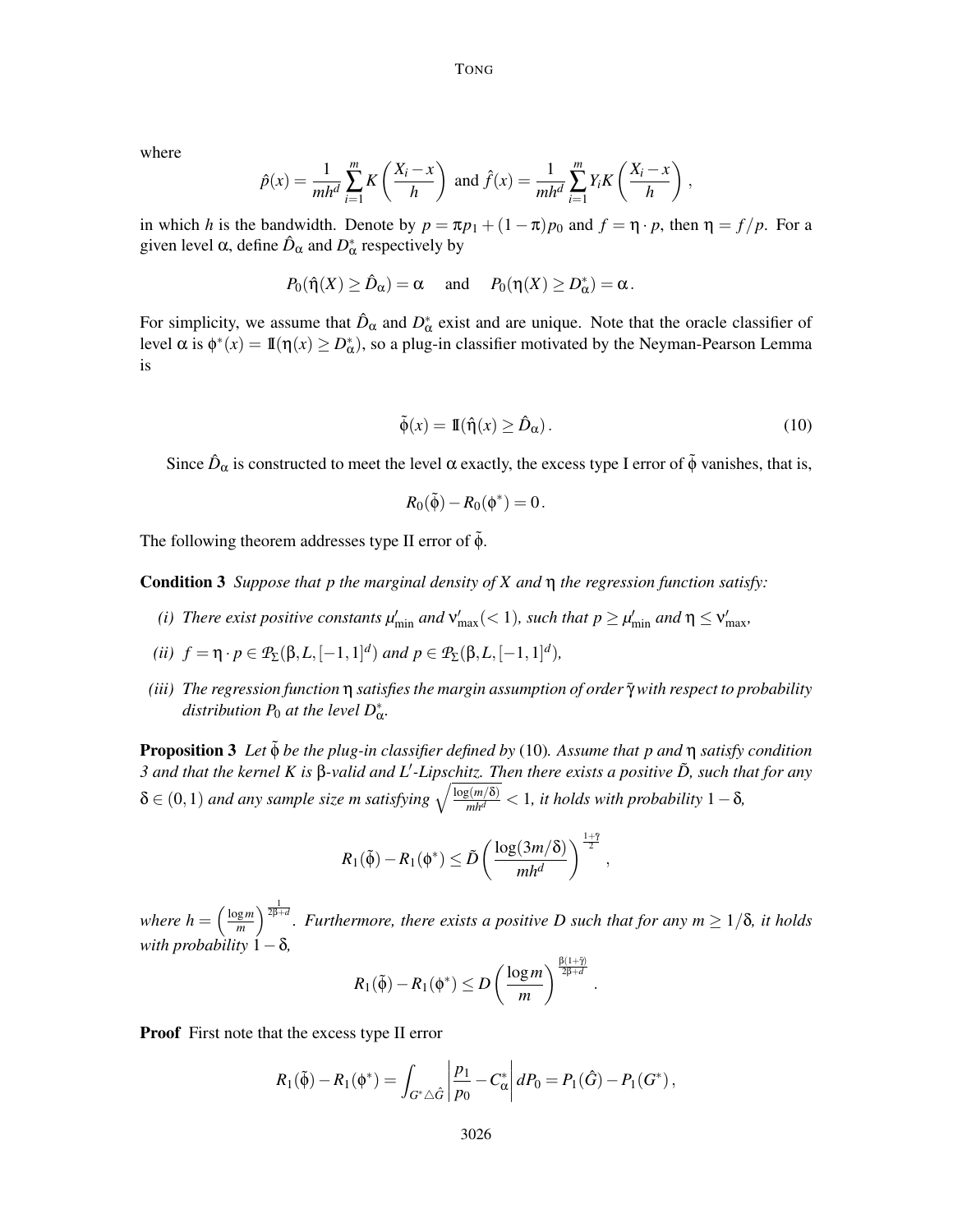where

$$\hat{p}(x) = \frac{1}{mh^d}\sum_{i=1}^{m} K\left(\frac{X_i - x}{h}\right) \text{ and } \hat{f}(x) = \frac{1}{mh^d}\sum_{i=1}^{m} Y_i K\left(\frac{X_i - x}{h}\right),$$

in which $h$ is the bandwidth. Denote by $p = \pi p_1 + (1-\pi)p_0$ and $f = \eta \cdot p$, then $\eta = f/p$. For a given level $\alpha$, define $\hat{D}_\alpha$ and $D^*_\alpha$ respectively by

$$P_0(\hat{\eta}(X) \geq \hat{D}_\alpha) = \alpha \quad \text{ and } \quad P_0(\eta(X) \geq D^*_\alpha) = \alpha .$$

For simplicity, we assume that $\hat{D}_\alpha$ and $D^*_\alpha$ exist and are unique. Note that the oracle classifier of level $\alpha$ is $\phi^*(x) = \mathbb{1}(\eta(x) \geq D^*_\alpha)$, so a plug-in classifier motivated by the Neyman-Pearson Lemma is

$$\tilde{\phi}(x) = \mathbb{1}(\hat{\eta}(x) \geq \hat{D}_\alpha) . \tag{10}$$

Since $\hat{D}_\alpha$ is constructed to meet the level $\alpha$ exactly, the excess type I error of $\tilde{\phi}$ vanishes, that is,

$$R_0(\tilde{\phi}) - R_0(\phi^*) = 0 .$$

The following theorem addresses type II error of $\tilde{\phi}$.

**Condition 3** *Suppose that $p$ the marginal density of $X$ and $\eta$ the regression function satisfy:*

*(i) There exist positive constants $\mu'_{\min}$ and $\nu'_{\max}(<1)$, such that $p \geq \mu'_{\min}$ and $\eta \leq \nu'_{\max}$,*

*(ii) $f = \eta \cdot p \in \mathcal{P}_\Sigma(\beta, L, [-1,1]^d)$ and $p \in \mathcal{P}_\Sigma(\beta, L, [-1,1]^d)$,*

*(iii) The regression function $\eta$ satisfies the margin assumption of order $\bar{\gamma}$ with respect to probability distribution $P_0$ at the level $D^*_\alpha$.*

**Proposition 3** *Let $\tilde{\phi}$ be the plug-in classifier defined by* (10)*. Assume that $p$ and $\eta$ satisfy condition 3 and that the kernel $K$ is $\beta$-valid and $L'$-Lipschitz. Then there exists a positive $\tilde{D}$, such that for any $\delta \in (0,1)$ and any sample size $m$ satisfying $\sqrt{\frac{\log(m/\delta)}{mh^d}} < 1$, it holds with probability $1-\delta$,*

$$R_1(\tilde{\phi}) - R_1(\phi^*) \leq \tilde{D}\left(\frac{\log(3m/\delta)}{mh^d}\right)^{\frac{1+\bar{\gamma}}{2}} ,$$

*where $h = \left(\frac{\log m}{m}\right)^{\frac{1}{2\beta+d}}$. Furthermore, there exists a positive $D$ such that for any $m \geq 1/\delta$, it holds with probability $1-\delta$,*

$$R_1(\tilde{\phi}) - R_1(\phi^*) \leq D\left(\frac{\log m}{m}\right)^{\frac{\beta(1+\bar{\gamma})}{2\beta+d}} .$$

**Proof** First note that the excess type II error

$$R_1(\tilde{\phi}) - R_1(\phi^*) = \int_{G^* \triangle \hat{G}} \left|\frac{p_1}{p_0} - C^*_\alpha\right| dP_0 = P_1(\hat{G}) - P_1(G^*) ,$$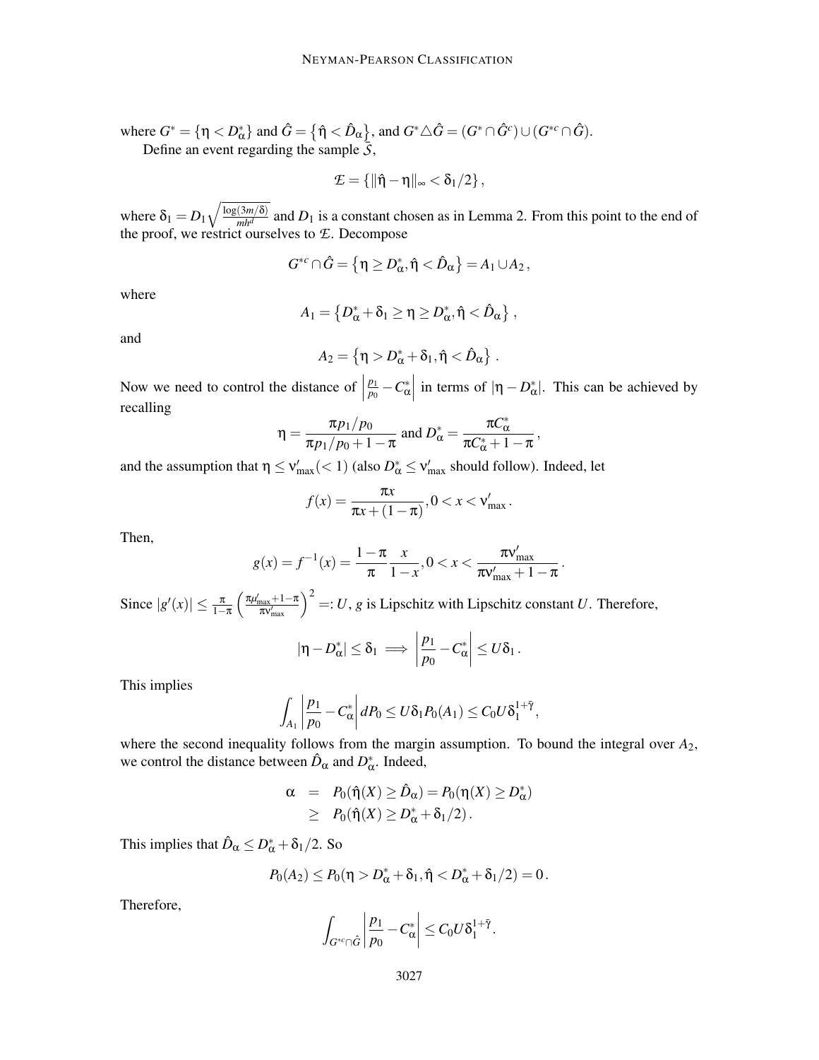where $G^* = \{\eta < D^*_\alpha\}$ and $\hat{G} = \{\hat{\eta} < \hat{D}_\alpha\}$, and $G^* \triangle \hat{G} = (G^* \cap \hat{G}^c) \cup (G^{*c} \cap \hat{G})$.

Define an event regarding the sample $\tilde{\mathcal{S}}$,

$$\mathcal{E} = \{\|\hat{\eta} - \eta\|_\infty < \delta_1/2\},$$

where $\delta_1 = D_1 \sqrt{\frac{\log(3m/\delta)}{mh^d}}$ and $D_1$ is a constant chosen as in Lemma 2. From this point to the end of the proof, we restrict ourselves to $\mathcal{E}$. Decompose

$$G^{*c} \cap \hat{G} = \{\eta \geq D^*_\alpha, \hat{\eta} < \hat{D}_\alpha\} = A_1 \cup A_2,$$

where

$$A_1 = \{D^*_\alpha + \delta_1 \geq \eta \geq D^*_\alpha, \hat{\eta} < \hat{D}_\alpha\},$$

and

$$A_2 = \{\eta > D^*_\alpha + \delta_1, \hat{\eta} < \hat{D}_\alpha\}.$$

Now we need to control the distance of $\left|\frac{p_1}{p_0} - C^*_\alpha\right|$ in terms of $|\eta - D^*_\alpha|$. This can be achieved by recalling

$$\eta = \frac{\pi p_1/p_0}{\pi p_1/p_0 + 1 - \pi} \text{ and } D^*_\alpha = \frac{\pi C^*_\alpha}{\pi C^*_\alpha + 1 - \pi},$$

and the assumption that $\eta \leq \nu'_{\max} (< 1)$ (also $D^*_\alpha \leq \nu'_{\max}$ should follow). Indeed, let

$$f(x) = \frac{\pi x}{\pi x + (1 - \pi)}, 0 < x < \nu'_{\max}.$$

Then,

$$g(x) = f^{-1}(x) = \frac{1 - \pi}{\pi} \frac{x}{1 - x}, 0 < x < \frac{\pi \nu'_{\max}}{\pi \nu'_{\max} + 1 - \pi}.$$

Since $|g'(x)| \leq \frac{\pi}{1-\pi}\left(\frac{\pi \mu'_{\max} + 1 - \pi}{\pi \nu'_{\max}}\right)^2 =: U$, $g$ is Lipschitz with Lipschitz constant $U$. Therefore,

$$|\eta - D^*_\alpha| \leq \delta_1 \implies \left|\frac{p_1}{p_0} - C^*_\alpha\right| \leq U \delta_1.$$

This implies

$$\int_{A_1} \left|\frac{p_1}{p_0} - C^*_\alpha\right| dP_0 \leq U \delta_1 P_0(A_1) \leq C_0 U \delta_1^{1 + \bar{\gamma}},$$

where the second inequality follows from the margin assumption. To bound the integral over $A_2$, we control the distance between $\hat{D}_\alpha$ and $D^*_\alpha$. Indeed,

$$\begin{aligned} \alpha &= P_0(\hat{\eta}(X) \geq \hat{D}_\alpha) = P_0(\eta(X) \geq D^*_\alpha) \\ &\geq P_0(\hat{\eta}(X) \geq D^*_\alpha + \delta_1/2). \end{aligned}$$

This implies that $\hat{D}_\alpha \leq D^*_\alpha + \delta_1/2$. So

$$P_0(A_2) \leq P_0(\eta > D^*_\alpha + \delta_1, \hat{\eta} < D^*_\alpha + \delta_1/2) = 0.$$

Therefore,

$$\int_{G^{*c} \cap \hat{G}} \left|\frac{p_1}{p_0} - C^*_\alpha\right| \leq C_0 U \delta_1^{1 + \bar{\gamma}}.$$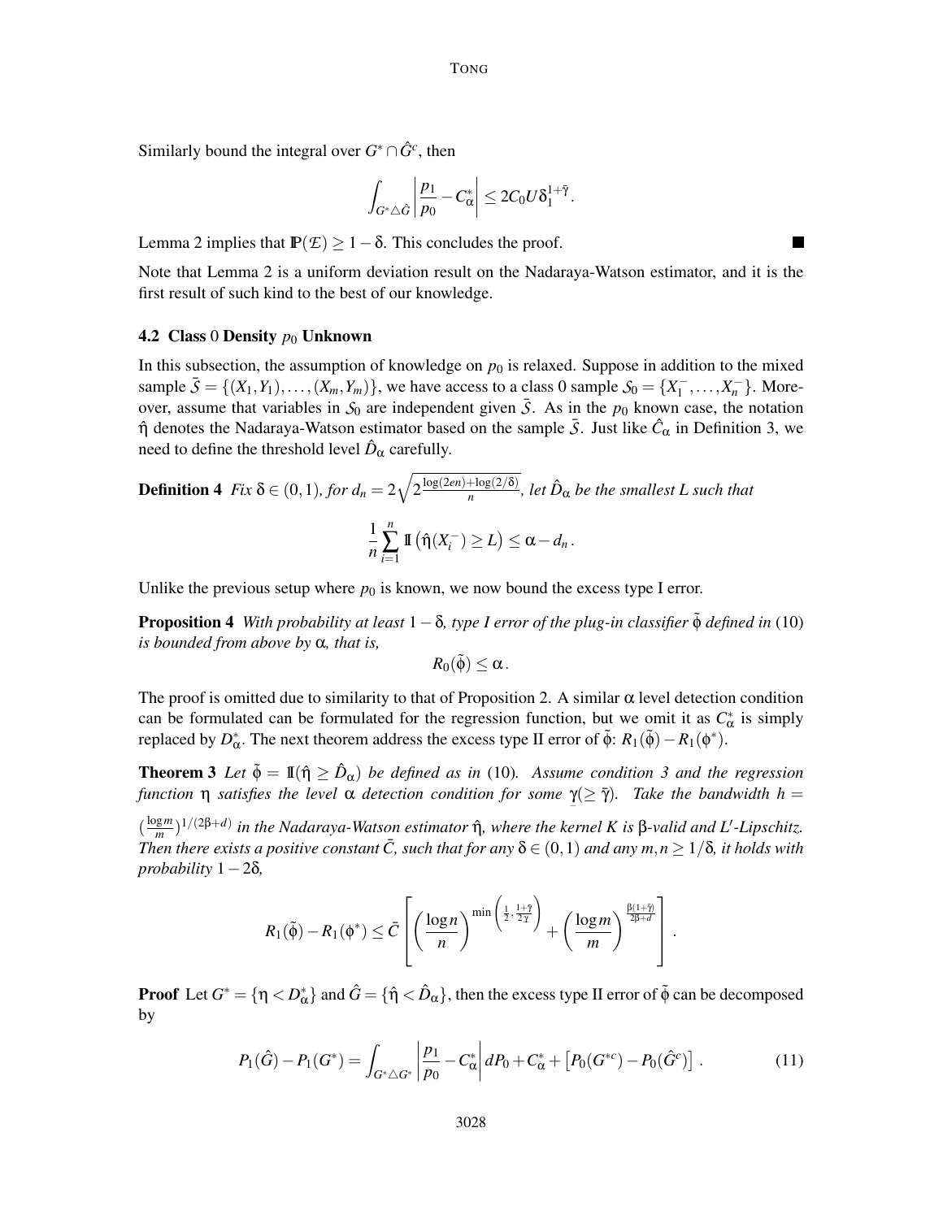Similarly bound the integral over $G^* \cap \hat{G}^c$, then

$$\int_{G^* \triangle \hat{G}} \left| \frac{p_1}{p_0} - C_\alpha^* \right| \leq 2C_0 U \delta_1^{1+\bar{\gamma}}.$$

Lemma 2 implies that $\mathbb{P}(\mathcal{E}) \geq 1 - \delta$. This concludes the proof. ■

Note that Lemma 2 is a uniform deviation result on the Nadaraya-Watson estimator, and it is the first result of such kind to the best of our knowledge.

### 4.2 Class 0 Density $p_0$ Unknown

In this subsection, the assumption of knowledge on $p_0$ is relaxed. Suppose in addition to the mixed sample $\bar{\mathcal{S}} = \{(X_1, Y_1), \ldots, (X_m, Y_m)\}$, we have access to a class 0 sample $\mathcal{S}_0 = \{X_1^-, \ldots, X_n^-\}$. Moreover, assume that variables in $\mathcal{S}_0$ are independent given $\bar{\mathcal{S}}$. As in the $p_0$ known case, the notation $\hat{\eta}$ denotes the Nadaraya-Watson estimator based on the sample $\bar{\mathcal{S}}$. Just like $\hat{C}_\alpha$ in Definition 3, we need to define the threshold level $\hat{D}_\alpha$ carefully.

**Definition 4** *Fix* $\delta \in (0,1)$*, for* $d_n = 2\sqrt{2\frac{\log(2en) + \log(2/\delta)}{n}}$*, let* $\hat{D}_\alpha$ *be the smallest* $L$ *such that*

$$\frac{1}{n}\sum_{i=1}^n \mathbb{I}\left(\hat{\eta}(X_i^-) \geq L\right) \leq \alpha - d_n\,.$$

Unlike the previous setup where $p_0$ is known, we now bound the excess type I error.

**Proposition 4** *With probability at least* $1 - \delta$*, type I error of the plug-in classifier* $\tilde{\phi}$ *defined in* (10) *is bounded from above by* $\alpha$*, that is,*

$$R_0(\tilde{\phi}) \leq \alpha\,.$$

The proof is omitted due to similarity to that of Proposition 2. A similar $\alpha$ level detection condition can be formulated can be formulated for the regression function, but we omit it as $C_\alpha^*$ is simply replaced by $D_\alpha^*$. The next theorem address the excess type II error of $\tilde{\phi}$: $R_1(\tilde{\phi}) - R_1(\phi^*)$.

**Theorem 3** *Let* $\tilde{\phi} = \mathbb{I}(\hat{\eta} \geq \hat{D}_\alpha)$ *be defined as in* (10)*. Assume condition 3 and the regression function* $\eta$ *satisfies the level* $\alpha$ *detection condition for some* $\underline{\gamma}(\geq \bar{\gamma})$*. Take the bandwidth* $h = \left(\frac{\log m}{m}\right)^{1/(2\beta+d)}$ *in the Nadaraya-Watson estimator* $\hat{\eta}$*, where the kernel* $K$ *is* $\beta$*-valid and* $L'$*-Lipschitz. Then there exists a positive constant* $\bar{C}$*, such that for any* $\delta \in (0,1)$ *and any* $m, n \geq 1/\delta$*, it holds with probability* $1 - 2\delta$*,*

$$R_1(\tilde{\phi}) - R_1(\phi^*) \leq \bar{C}\left[\left(\frac{\log n}{n}\right)^{\min\left(\frac{1}{2}, \frac{1+\bar{\gamma}}{2\underline{\gamma}}\right)} + \left(\frac{\log m}{m}\right)^{\frac{\beta(1+\bar{\gamma})}{2\beta+d}}\right].$$

**Proof** Let $G^* = \{\eta < D_\alpha^*\}$ and $\hat{G} = \{\hat{\eta} < \hat{D}_\alpha\}$, then the excess type II error of $\tilde{\phi}$ can be decomposed by

$$P_1(\hat{G}) - P_1(G^*) = \int_{G^* \triangle G^*} \left| \frac{p_1}{p_0} - C_\alpha^* \right| dP_0 + C_\alpha^* + \left[P_0(G^{*c}) - P_0(\hat{G}^c)\right]. \tag{11}$$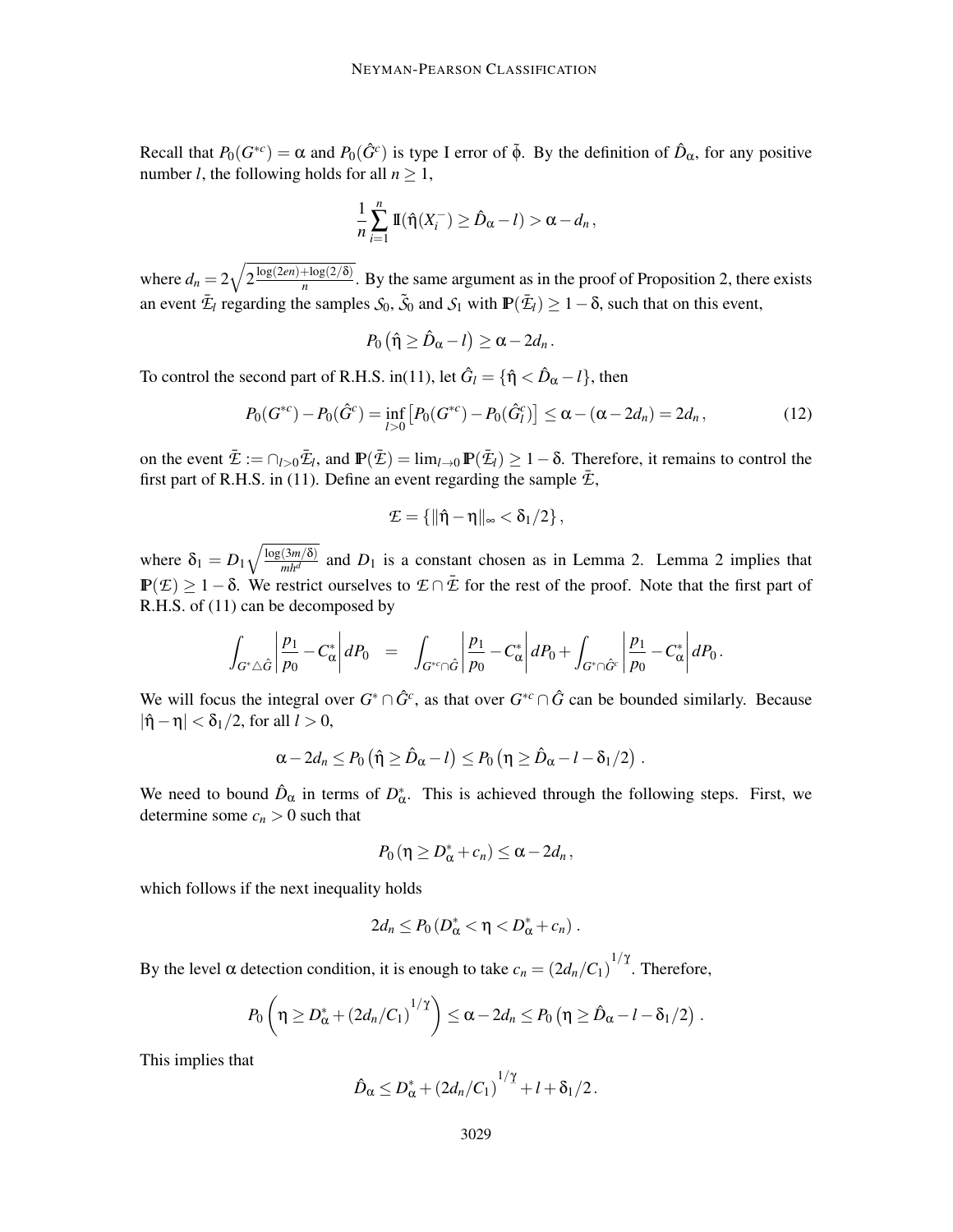Recall that $P_0(G^{*c}) = \alpha$ and $P_0(\hat{G}^c)$ is type I error of $\tilde{\phi}$. By the definition of $\hat{D}_\alpha$, for any positive number $l$, the following holds for all $n \geq 1$,

$$\frac{1}{n}\sum_{i=1}^{n} \mathbb{I}(\hat{\eta}(X_i^-) \geq \hat{D}_\alpha - l) > \alpha - d_n \,,$$

where $d_n = 2\sqrt{2\frac{\log(2en)+\log(2/\delta)}{n}}$. By the same argument as in the proof of Proposition 2, there exists an event $\bar{\mathcal{E}}_l$ regarding the samples $\mathcal{S}_0$, $\tilde{\mathcal{S}}_0$ and $\mathcal{S}_1$ with $\mathbb{P}(\bar{\mathcal{E}}_l) \geq 1-\delta$, such that on this event,

$$P_0\left(\hat{\eta} \geq \hat{D}_\alpha - l\right) \geq \alpha - 2d_n \,.$$

To control the second part of R.H.S. in(11), let $\hat{G}_l = \{\hat{\eta} < \hat{D}_\alpha - l\}$, then

$$P_0(G^{*c}) - P_0(\hat{G}^c) = \inf_{l>0}\left[P_0(G^{*c}) - P_0(\hat{G}_l^c)\right] \leq \alpha - (\alpha - 2d_n) = 2d_n \,, \tag{12}$$

on the event $\bar{\mathcal{E}} := \cap_{l>0}\bar{\mathcal{E}}_l$, and $\mathbb{P}(\bar{\mathcal{E}}) = \lim_{l\to 0}\mathbb{P}(\bar{\mathcal{E}}_l) \geq 1-\delta$. Therefore, it remains to control the first part of R.H.S. in (11). Define an event regarding the sample $\bar{\mathcal{E}}$,

$$\mathcal{E} = \{\|\hat{\eta} - \eta\|_\infty < \delta_1/2\} \,,$$

where $\delta_1 = D_1\sqrt{\frac{\log(3m/\delta)}{mh^d}}$ and $D_1$ is a constant chosen as in Lemma 2. Lemma 2 implies that $\mathbb{P}(\mathcal{E}) \geq 1-\delta$. We restrict ourselves to $\mathcal{E} \cap \bar{\mathcal{E}}$ for the rest of the proof. Note that the first part of R.H.S. of (11) can be decomposed by

$$\int_{G^*\triangle\hat{G}}\left|\frac{p_1}{p_0} - C_\alpha^*\right| dP_0 \quad = \quad \int_{G^{*c}\cap\hat{G}}\left|\frac{p_1}{p_0} - C_\alpha^*\right| dP_0 + \int_{G^*\cap\hat{G}^c}\left|\frac{p_1}{p_0} - C_\alpha^*\right| dP_0 \,.$$

We will focus the integral over $G^*\cap\hat{G}^c$, as that over $G^{*c}\cap\hat{G}$ can be bounded similarly. Because $|\hat{\eta} - \eta| < \delta_1/2$, for all $l > 0$,

$$\alpha - 2d_n \leq P_0\left(\hat{\eta} \geq \hat{D}_\alpha - l\right) \leq P_0\left(\eta \geq \hat{D}_\alpha - l - \delta_1/2\right) \,.$$

We need to bound $\hat{D}_\alpha$ in terms of $D_\alpha^*$. This is achieved through the following steps. First, we determine some $c_n > 0$ such that

$$P_0\left(\eta \geq D_\alpha^* + c_n\right) \leq \alpha - 2d_n \,,$$

which follows if the next inequality holds

$$2d_n \leq P_0\left(D_\alpha^* < \eta < D_\alpha^* + c_n\right) \,.$$

By the level $\alpha$ detection condition, it is enough to take $c_n = (2d_n/C_1)^{1/\gamma}$. Therefore,

$$P_0\left(\eta \geq D_\alpha^* + (2d_n/C_1)^{1/\gamma}\right) \leq \alpha - 2d_n \leq P_0\left(\eta \geq \hat{D}_\alpha - l - \delta_1/2\right) \,.$$

This implies that

$$\hat{D}_\alpha \leq D_\alpha^* + (2d_n/C_1)^{1/\gamma} + l + \delta_1/2 \,.$$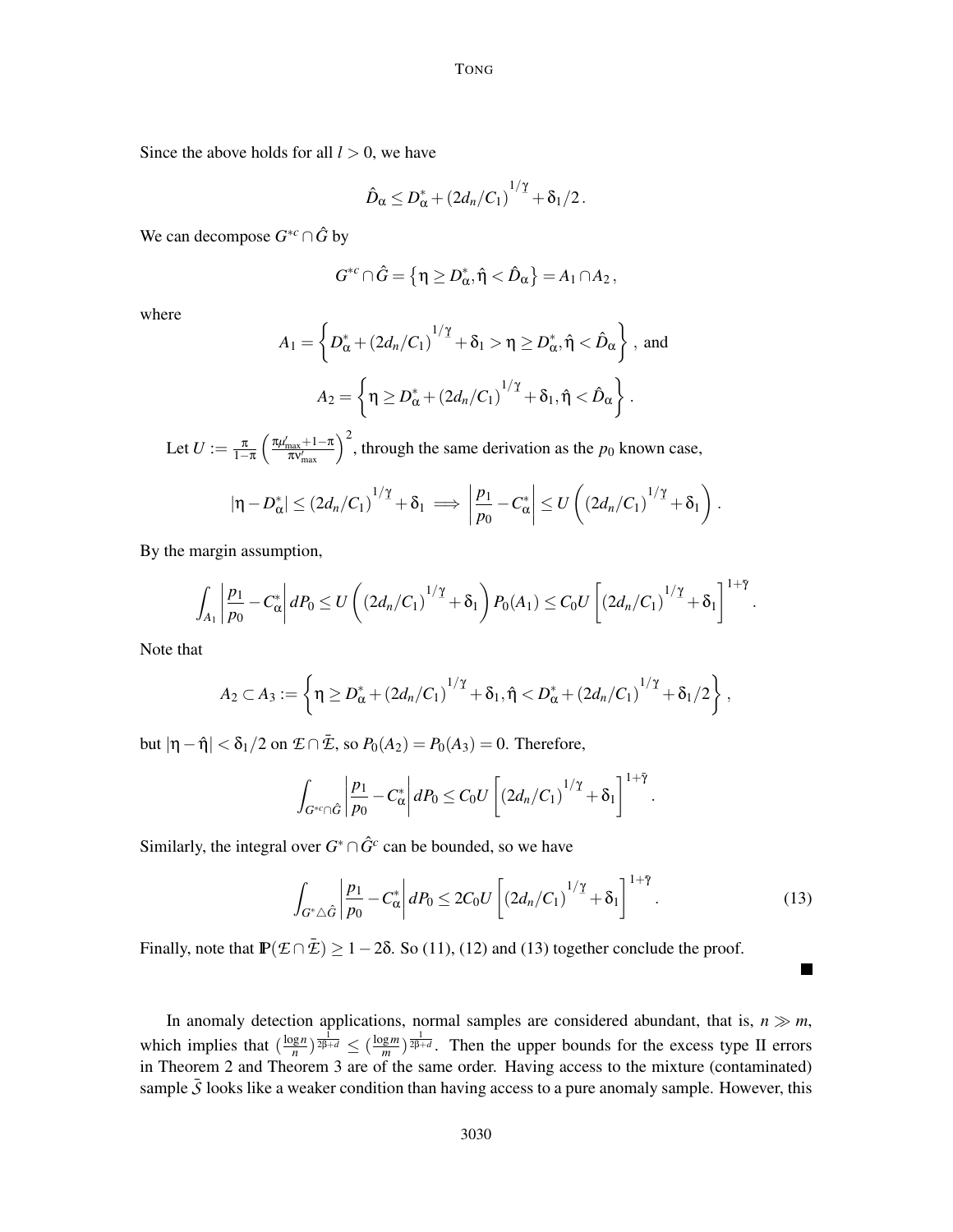Since the above holds for all $l > 0$, we have

$$\hat{D}_\alpha \le D_\alpha^* + (2d_n/C_1)^{1/\underline{\gamma}} + \delta_1/2\,.$$

We can decompose $G^{*c} \cap \hat{G}$ by

$$G^{*c} \cap \hat{G} = \left\{\eta \ge D_\alpha^*, \hat{\eta} < \hat{D}_\alpha\right\} = A_1 \cap A_2\,,$$

where

$$A_1 = \left\{D_\alpha^* + (2d_n/C_1)^{1/\underline{\gamma}} + \delta_1 > \eta \ge D_\alpha^*, \hat{\eta} < \hat{D}_\alpha\right\}\,, \text{ and}$$

$$A_2 = \left\{\eta \ge D_\alpha^* + (2d_n/C_1)^{1/\underline{\gamma}} + \delta_1, \hat{\eta} < \hat{D}_\alpha\right\}\,.$$

Let $U := \frac{\pi}{1-\pi}\left(\frac{\pi\mu'_{\max}+1-\pi}{\pi\nu'_{\max}}\right)^2$, through the same derivation as the $p_0$ known case,

$$|\eta - D_\alpha^*| \le (2d_n/C_1)^{1/\underline{\gamma}} + \delta_1 \implies \left|\frac{p_1}{p_0} - C_\alpha^*\right| \le U\left((2d_n/C_1)^{1/\underline{\gamma}} + \delta_1\right)\,.$$

By the margin assumption,

$$\int_{A_1}\left|\frac{p_1}{p_0} - C_\alpha^*\right| dP_0 \le U\left((2d_n/C_1)^{1/\underline{\gamma}} + \delta_1\right)P_0(A_1) \le C_0 U\left[(2d_n/C_1)^{1/\underline{\gamma}} + \delta_1\right]^{1+\bar{\gamma}}\,.$$

Note that

$$A_2 \subset A_3 := \left\{\eta \ge D_\alpha^* + (2d_n/C_1)^{1/\underline{\gamma}} + \delta_1, \hat{\eta} < D_\alpha^* + (2d_n/C_1)^{1/\underline{\gamma}} + \delta_1/2\right\}\,,$$

but $|\eta - \hat{\eta}| < \delta_1/2$ on $\mathcal{E} \cap \bar{\mathcal{E}}$, so $P_0(A_2) = P_0(A_3) = 0$. Therefore,

$$\int_{G^{*c}\cap\hat{G}}\left|\frac{p_1}{p_0} - C_\alpha^*\right| dP_0 \le C_0 U\left[(2d_n/C_1)^{1/\underline{\gamma}} + \delta_1\right]^{1+\bar{\gamma}}\,.$$

Similarly, the integral over $G^* \cap \hat{G}^c$ can be bounded, so we have

$$\int_{G^*\triangle\hat{G}}\left|\frac{p_1}{p_0} - C_\alpha^*\right| dP_0 \le 2C_0 U\left[(2d_n/C_1)^{1/\underline{\gamma}} + \delta_1\right]^{1+\bar{\gamma}}\,. \tag{13}$$

Finally, note that $\mathbb{P}(\mathcal{E} \cap \bar{\mathcal{E}}) \ge 1 - 2\delta$. So (11), (12) and (13) together conclude the proof. ■

In anomaly detection applications, normal samples are considered abundant, that is, $n \gg m$, which implies that $(\frac{\log n}{n})^{\frac{1}{2\beta+d}} \le (\frac{\log m}{m})^{\frac{1}{2\beta+d}}$. Then the upper bounds for the excess type II errors in Theorem 2 and Theorem 3 are of the same order. Having access to the mixture (contaminated) sample $\bar{\mathcal{S}}$ looks like a weaker condition than having access to a pure anomaly sample. However, this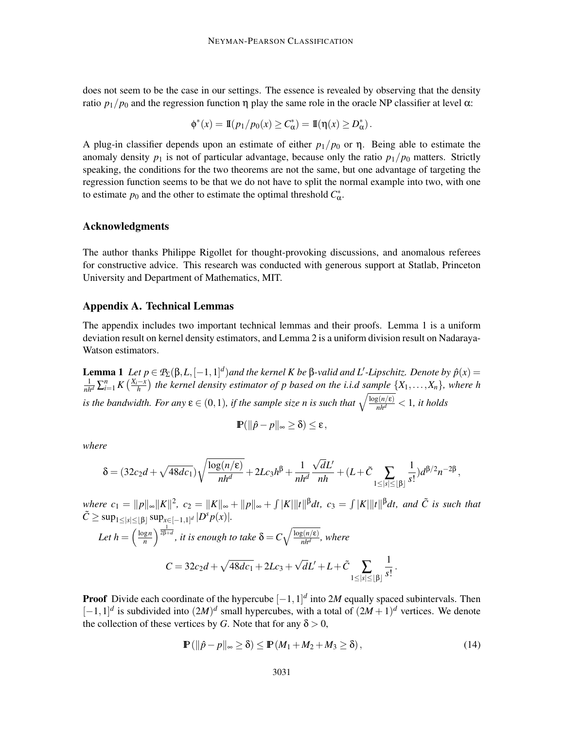does not seem to be the case in our settings. The essence is revealed by observing that the density ratio $p_1/p_0$ and the regression function $\eta$ play the same role in the oracle NP classifier at level $\alpha$:

$$\phi^*(x) = \mathbb{I}(p_1/p_0(x) \geq C^*_\alpha) = \mathbb{I}(\eta(x) \geq D^*_\alpha)\,.$$

A plug-in classifier depends upon an estimate of either $p_1/p_0$ or $\eta$. Being able to estimate the anomaly density $p_1$ is not of particular advantage, because only the ratio $p_1/p_0$ matters. Strictly speaking, the conditions for the two theorems are not the same, but one advantage of targeting the regression function seems to be that we do not have to split the normal example into two, with one to estimate $p_0$ and the other to estimate the optimal threshold $C^*_\alpha$.

## Acknowledgments

The author thanks Philippe Rigollet for thought-provoking discussions, and anomalous referees for constructive advice. This research was conducted with generous support at Statlab, Princeton University and Department of Mathematics, MIT.

## Appendix A. Technical Lemmas

The appendix includes two important technical lemmas and their proofs. Lemma 1 is a uniform deviation result on kernel density estimators, and Lemma 2 is a uniform division result on Nadaraya-Watson estimators.

**Lemma 1** *Let $p \in \mathcal{P}_\Sigma(\beta, L, [-1,1]^d)$ and the kernel $K$ be $\beta$-valid and $L'$-Lipschitz. Denote by $\hat{p}(x) = \frac{1}{nh^d}\sum_{i=1}^n K\left(\frac{X_i - x}{h}\right)$ the kernel density estimator of $p$ based on the i.i.d sample $\{X_1, \ldots, X_n\}$, where $h$ is the bandwidth. For any $\varepsilon \in (0,1)$, if the sample size $n$ is such that $\sqrt{\frac{\log(n/\varepsilon)}{nh^d}} < 1$, it holds*

$$\mathbb{P}(\|\hat{p} - p\|_\infty \geq \delta) \leq \varepsilon\,,$$

*where*

$$\delta = (32c_2 d + \sqrt{48dc_1})\sqrt{\frac{\log(n/\varepsilon)}{nh^d}} + 2Lc_3 h^\beta + \frac{1}{nh^d}\frac{\sqrt{d}L'}{nh} + (L + \tilde{C}\sum_{1\leq|s|\leq\lfloor\beta\rfloor}\frac{1}{s!})d^{\beta/2}n^{-2\beta}\,,$$

*where $c_1 = \|p\|_\infty\|K\|^2$, $c_2 = \|K\|_\infty + \|p\|_\infty + \int|K|\|t\|^\beta dt$, $c_3 = \int|K|\|t\|^\beta dt$, and $\tilde{C}$ is such that $\tilde{C} \geq \sup_{1\leq|s|\leq\lfloor\beta\rfloor}\sup_{x\in[-1,1]^d}|D^s p(x)|$.*

*Let $h = \left(\frac{\log n}{n}\right)^{\frac{1}{2\beta+d}}$, it is enough to take $\delta = C\sqrt{\frac{\log(n/\varepsilon)}{nh^d}}$, where*

$$C = 32c_2 d + \sqrt{48dc_1} + 2Lc_3 + \sqrt{d}L' + L + \tilde{C}\sum_{1\leq|s|\leq\lfloor\beta\rfloor}\frac{1}{s!}\,.$$

**Proof** Divide each coordinate of the hypercube $[-1,1]^d$ into $2M$ equally spaced subintervals. Then $[-1,1]^d$ is subdivided into $(2M)^d$ small hypercubes, with a total of $(2M+1)^d$ vertices. We denote the collection of these vertices by $G$. Note that for any $\delta > 0$,

$$\mathbb{P}(\|\hat{p} - p\|_\infty \geq \delta) \leq \mathbb{P}(M_1 + M_2 + M_3 \geq \delta)\,, \tag{14}$$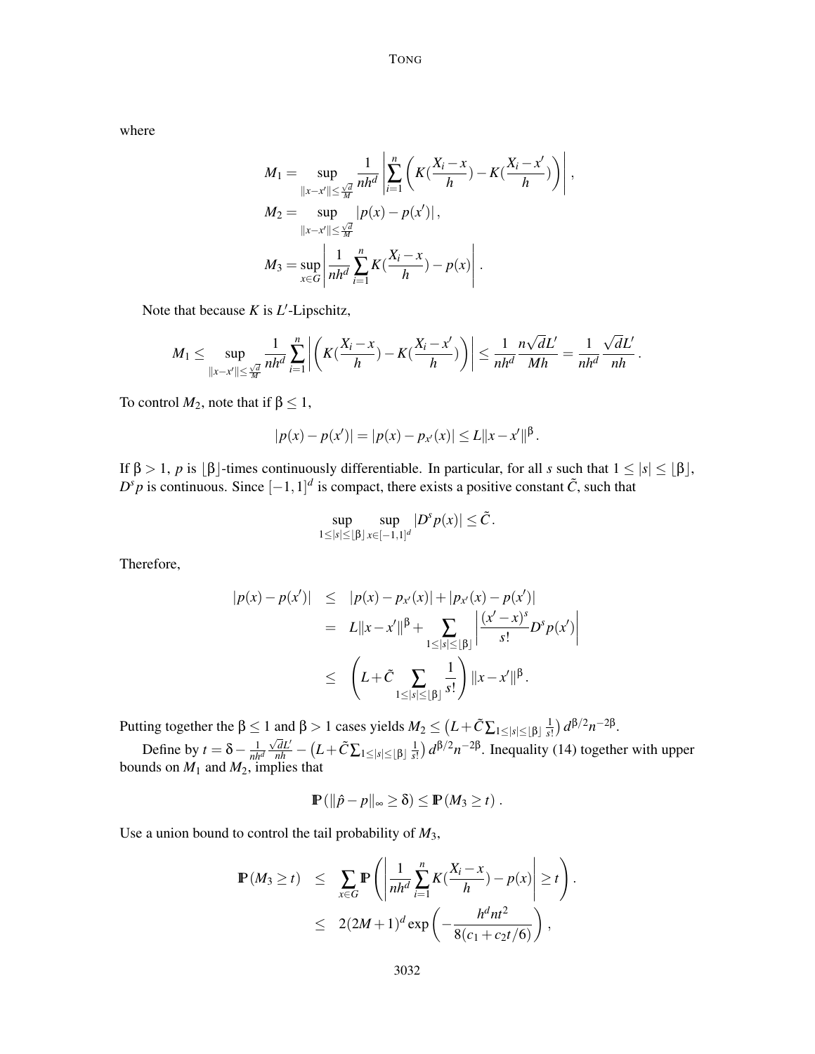where

$$M_1 = \sup_{\|x-x'\| \le \frac{\sqrt{d}}{M}} \frac{1}{nh^d} \left| \sum_{i=1}^n \left( K(\frac{X_i - x}{h}) - K(\frac{X_i - x'}{h}) \right) \right|,$$

$$M_2 = \sup_{\|x-x'\| \le \frac{\sqrt{d}}{M}} |p(x) - p(x')|,$$

$$M_3 = \sup_{x \in G} \left| \frac{1}{nh^d} \sum_{i=1}^n K(\frac{X_i - x}{h}) - p(x) \right|.$$

Note that because $K$ is $L'$-Lipschitz,

$$M_1 \le \sup_{\|x-x'\| \le \frac{\sqrt{d}}{M}} \frac{1}{nh^d} \sum_{i=1}^n \left| \left( K(\frac{X_i - x}{h}) - K(\frac{X_i - x'}{h}) \right) \right| \le \frac{1}{nh^d} \frac{n\sqrt{d}L'}{Mh} = \frac{1}{nh^d} \frac{\sqrt{d}L'}{nh}.$$

To control $M_2$, note that if $\beta \le 1$,

$$|p(x) - p(x')| = |p(x) - p_{x'}(x)| \le L\|x - x'\|^\beta.$$

If $\beta > 1$, $p$ is $\lfloor \beta \rfloor$-times continuously differentiable. In particular, for all $s$ such that $1 \le |s| \le \lfloor \beta \rfloor$, $D^s p$ is continuous. Since $[-1,1]^d$ is compact, there exists a positive constant $\tilde{C}$, such that

$$\sup_{1 \le |s| \le \lfloor \beta \rfloor} \sup_{x \in [-1,1]^d} |D^s p(x)| \le \tilde{C}.$$

Therefore,

$$\begin{aligned}
|p(x) - p(x')| &\le |p(x) - p_{x'}(x)| + |p_{x'}(x) - p(x')| \\
&= L\|x - x'\|^\beta + \sum_{1 \le |s| \le \lfloor \beta \rfloor} \left| \frac{(x' - x)^s}{s!} D^s p(x') \right| \\
&\le \left( L + \tilde{C} \sum_{1 \le |s| \le \lfloor \beta \rfloor} \frac{1}{s!} \right) \|x - x'\|^\beta.
\end{aligned}$$

Putting together the $\beta \le 1$ and $\beta > 1$ cases yields $M_2 \le \left(L + \tilde{C} \sum_{1 \le |s| \le \lfloor \beta \rfloor} \frac{1}{s!}\right) d^{\beta/2} n^{-2\beta}$.

Define by $t = \delta - \frac{1}{nh^d} \frac{\sqrt{d}L'}{nh} - \left(L + \tilde{C} \sum_{1 \le |s| \le \lfloor \beta \rfloor} \frac{1}{s!}\right) d^{\beta/2} n^{-2\beta}$. Inequality (14) together with upper bounds on $M_1$ and $M_2$, implies that

$$\mathbb{P}\left(\|\hat{p} - p\|_\infty \ge \delta\right) \le \mathbb{P}\left(M_3 \ge t\right).$$

Use a union bound to control the tail probability of $M_3$,

$$\begin{aligned}
\mathbb{P}\left(M_3 \ge t\right) &\le \sum_{x \in G} \mathbb{P}\left( \left| \frac{1}{nh^d} \sum_{i=1}^n K(\frac{X_i - x}{h}) - p(x) \right| \ge t \right). \\
&\le 2(2M+1)^d \exp\left( -\frac{h^d n t^2}{8(c_1 + c_2 t/6)} \right),
\end{aligned}$$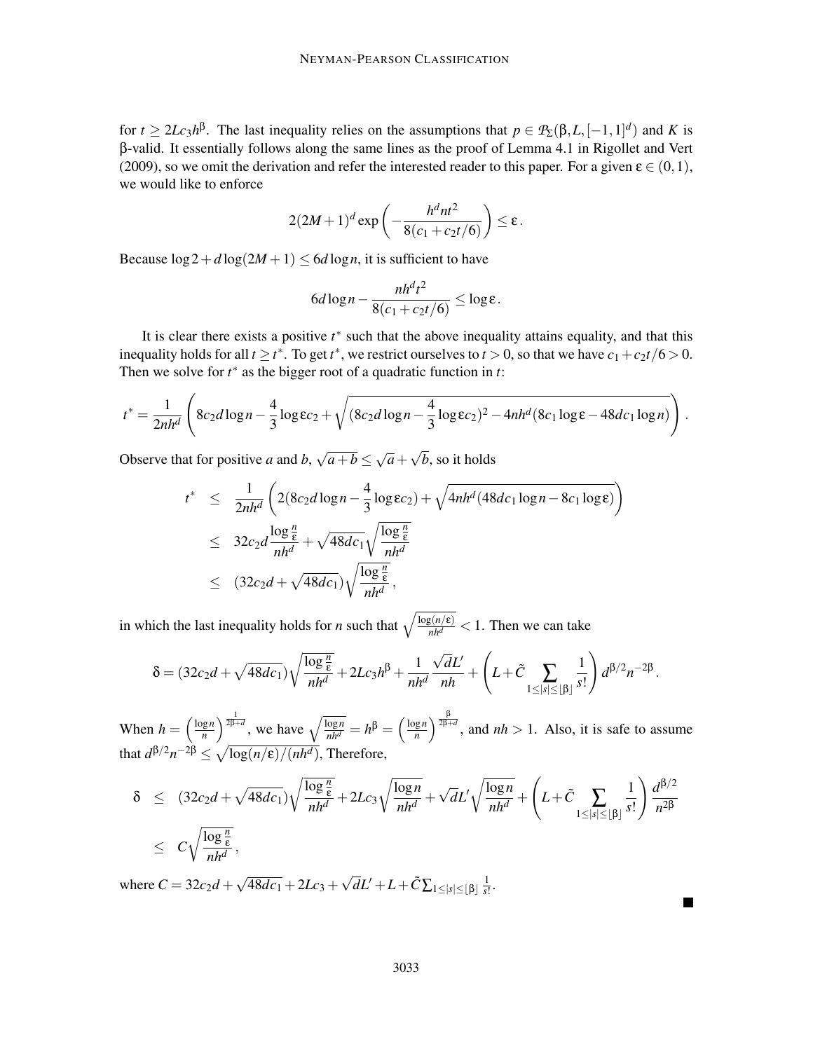for $t \geq 2Lc_3 h^\beta$. The last inequality relies on the assumptions that $p \in \mathcal{P}_\Sigma(\beta, L, [-1,1]^d)$ and $K$ is $\beta$-valid. It essentially follows along the same lines as the proof of Lemma 4.1 in Rigollet and Vert (2009), so we omit the derivation and refer the interested reader to this paper. For a given $\varepsilon \in (0,1)$, we would like to enforce

$$2(2M+1)^d \exp\left(-\frac{h^d n t^2}{8(c_1 + c_2 t/6)}\right) \leq \varepsilon .$$

Because $\log 2 + d\log(2M+1) \leq 6d\log n$, it is sufficient to have

$$6d\log n - \frac{nh^d t^2}{8(c_1 + c_2 t/6)} \leq \log \varepsilon .$$

It is clear there exists a positive $t^*$ such that the above inequality attains equality, and that this inequality holds for all $t \geq t^*$. To get $t^*$, we restrict ourselves to $t > 0$, so that we have $c_1 + c_2 t/6 > 0$. Then we solve for $t^*$ as the bigger root of a quadratic function in $t$:

$$t^* = \frac{1}{2nh^d}\left(8c_2 d\log n - \frac{4}{3}\log \varepsilon c_2 + \sqrt{(8c_2 d\log n - \frac{4}{3}\log\varepsilon c_2)^2 - 4nh^d(8c_1\log\varepsilon - 48dc_1\log n)}\right).$$

Observe that for positive $a$ and $b$, $\sqrt{a+b} \leq \sqrt{a} + \sqrt{b}$, so it holds

$$\begin{aligned}
t^* &\leq \frac{1}{2nh^d}\left(2(8c_2 d\log n - \frac{4}{3}\log\varepsilon c_2) + \sqrt{4nh^d(48dc_1\log n - 8c_1\log\varepsilon)}\right) \\
&\leq 32c_2 d\frac{\log\frac{n}{\varepsilon}}{nh^d} + \sqrt{48dc_1}\sqrt{\frac{\log\frac{n}{\varepsilon}}{nh^d}} \\
&\leq (32c_2 d + \sqrt{48dc_1})\sqrt{\frac{\log\frac{n}{\varepsilon}}{nh^d}} ,
\end{aligned}$$

in which the last inequality holds for $n$ such that $\sqrt{\frac{\log(n/\varepsilon)}{nh^d}} < 1$. Then we can take

$$\delta = (32c_2 d + \sqrt{48dc_1})\sqrt{\frac{\log\frac{n}{\varepsilon}}{nh^d}} + 2Lc_3 h^\beta + \frac{1}{nh^d}\frac{\sqrt{d}L'}{nh} + \left(L + \tilde{C}\sum_{1\leq|s|\leq\lfloor\beta\rfloor}\frac{1}{s!}\right)d^{\beta/2}n^{-2\beta} .$$

When $h = \left(\frac{\log n}{n}\right)^{\frac{1}{2\beta+d}}$, we have $\sqrt{\frac{\log n}{nh^d}} = h^\beta = \left(\frac{\log n}{n}\right)^{\frac{\beta}{2\beta+d}}$, and $nh > 1$. Also, it is safe to assume that $d^{\beta/2}n^{-2\beta} \leq \sqrt{\log(n/\varepsilon)/(nh^d)}$, Therefore,

$$\begin{aligned}
\delta &\leq (32c_2 d + \sqrt{48dc_1})\sqrt{\frac{\log\frac{n}{\varepsilon}}{nh^d}} + 2Lc_3\sqrt{\frac{\log n}{nh^d}} + \sqrt{d}L'\sqrt{\frac{\log n}{nh^d}} + \left(L + \tilde{C}\sum_{1\leq|s|\leq\lfloor\beta\rfloor}\frac{1}{s!}\right)\frac{d^{\beta/2}}{n^{2\beta}} \\
&\leq C\sqrt{\frac{\log\frac{n}{\varepsilon}}{nh^d}} ,
\end{aligned}$$

where $C = 32c_2 d + \sqrt{48dc_1} + 2Lc_3 + \sqrt{d}L' + L + \tilde{C}\sum_{1\leq|s|\leq\lfloor\beta\rfloor}\frac{1}{s!}$.

■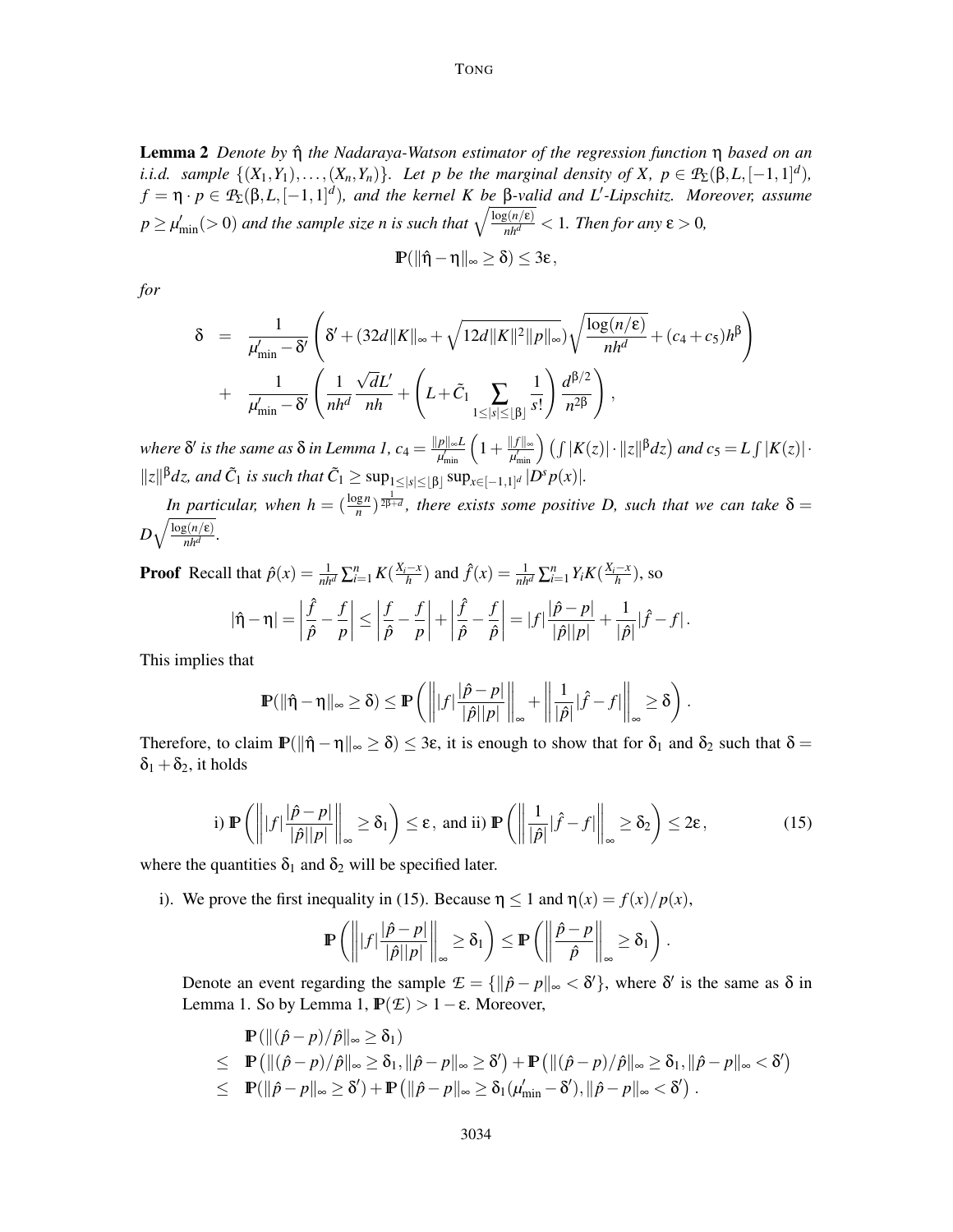**Lemma 2** *Denote by $\hat{\eta}$ the Nadaraya-Watson estimator of the regression function $\eta$ based on an i.i.d. sample $\{(X_1,Y_1),\ldots,(X_n,Y_n)\}$. Let $p$ be the marginal density of $X$, $p \in \mathcal{P}_\Sigma(\beta, L, [-1,1]^d)$, $f = \eta \cdot p \in \mathcal{P}_\Sigma(\beta, L, [-1,1]^d)$, and the kernel $K$ be $\beta$-valid and $L'$-Lipschitz. Moreover, assume $p \geq \mu'_{\min}(>0)$ and the sample size $n$ is such that $\sqrt{\frac{\log(n/\varepsilon)}{nh^d}} < 1$. Then for any $\varepsilon > 0$,*

$$\mathbb{P}(\|\hat{\eta} - \eta\|_\infty \geq \delta) \leq 3\varepsilon\,,$$

*for*

$$\begin{aligned}
\delta &= \frac{1}{\mu'_{\min} - \delta'}\left(\delta' + (32d\|K\|_\infty + \sqrt{12d\|K\|^2\|p\|_\infty})\sqrt{\frac{\log(n/\varepsilon)}{nh^d}} + (c_4 + c_5)h^\beta\right) \\
&+ \frac{1}{\mu'_{\min} - \delta'}\left(\frac{1}{nh^d}\frac{\sqrt{d}L'}{nh} + \left(L + \tilde{C}_1 \sum_{1 \leq |s| \leq \lfloor \beta \rfloor} \frac{1}{s!}\right)\frac{d^{\beta/2}}{n^{2\beta}}\right),
\end{aligned}$$

*where $\delta'$ is the same as $\delta$ in Lemma 1, $c_4 = \frac{\|p\|_\infty L}{\mu'_{\min}}\left(1 + \frac{\|f\|_\infty}{\mu'_{\min}}\right)\left(\int |K(z)| \cdot \|z\|^\beta dz\right)$ and $c_5 = L\int |K(z)| \cdot \|z\|^\beta dz$, and $\tilde{C}_1$ is such that $\tilde{C}_1 \geq \sup_{1 \leq |s| \leq \lfloor \beta \rfloor} \sup_{x \in [-1,1]^d} |D^s p(x)|$.*

*In particular, when $h = (\frac{\log n}{n})^{\frac{1}{2\beta+d}}$, there exists some positive $D$, such that we can take $\delta = D\sqrt{\frac{\log(n/\varepsilon)}{nh^d}}$.*

**Proof** Recall that $\hat{p}(x) = \frac{1}{nh^d}\sum_{i=1}^n K(\frac{X_i - x}{h})$ and $\hat{f}(x) = \frac{1}{nh^d}\sum_{i=1}^n Y_i K(\frac{X_i - x}{h})$, so

$$|\hat{\eta} - \eta| = \left|\frac{\hat{f}}{\hat{p}} - \frac{f}{p}\right| \leq \left|\frac{f}{\hat{p}} - \frac{f}{p}\right| + \left|\frac{\hat{f}}{\hat{p}} - \frac{f}{\hat{p}}\right| = |f|\frac{|\hat{p} - p|}{|\hat{p}||p|} + \frac{1}{|\hat{p}|}|\hat{f} - f|\,.$$

This implies that

$$\mathbb{P}(\|\hat{\eta} - \eta\|_\infty \geq \delta) \leq \mathbb{P}\left(\left\||f|\frac{|\hat{p} - p|}{|\hat{p}||p|}\right\|_\infty + \left\|\frac{1}{|\hat{p}|}|\hat{f} - f|\right\|_\infty \geq \delta\right).$$

Therefore, to claim $\mathbb{P}(\|\hat{\eta} - \eta\|_\infty \geq \delta) \leq 3\varepsilon$, it is enough to show that for $\delta_1$ and $\delta_2$ such that $\delta = \delta_1 + \delta_2$, it holds

$$\text{i) } \mathbb{P}\left(\left\||f|\frac{|\hat{p} - p|}{|\hat{p}||p|}\right\|_\infty \geq \delta_1\right) \leq \varepsilon, \text{ and ii) } \mathbb{P}\left(\left\|\frac{1}{|\hat{p}|}|\hat{f} - f|\right\|_\infty \geq \delta_2\right) \leq 2\varepsilon\,, \tag{15}$$

where the quantities $\delta_1$ and $\delta_2$ will be specified later.

i). We prove the first inequality in (15). Because $\eta \leq 1$ and $\eta(x) = f(x)/p(x)$,

$$\mathbb{P}\left(\left\||f|\frac{|\hat{p} - p|}{|\hat{p}||p|}\right\|_\infty \geq \delta_1\right) \leq \mathbb{P}\left(\left\|\frac{\hat{p} - p}{\hat{p}}\right\|_\infty \geq \delta_1\right).$$

Denote an event regarding the sample $\mathcal{E} = \{\|\hat{p} - p\|_\infty < \delta'\}$, where $\delta'$ is the same as $\delta$ in Lemma 1. So by Lemma 1, $\mathbb{P}(\mathcal{E}) > 1 - \varepsilon$. Moreover,

$$\begin{aligned}
& \mathbb{P}(\|(\hat{p} - p)/\hat{p}\|_\infty \geq \delta_1) \\
\leq\; & \mathbb{P}\left(\|(\hat{p} - p)/\hat{p}\|_\infty \geq \delta_1, \|\hat{p} - p\|_\infty \geq \delta'\right) + \mathbb{P}\left(\|(\hat{p} - p)/\hat{p}\|_\infty \geq \delta_1, \|\hat{p} - p\|_\infty < \delta'\right) \\
\leq\; & \mathbb{P}(\|\hat{p} - p\|_\infty \geq \delta') + \mathbb{P}\left(\|\hat{p} - p\|_\infty \geq \delta_1(\mu'_{\min} - \delta'), \|\hat{p} - p\|_\infty < \delta'\right).
\end{aligned}$$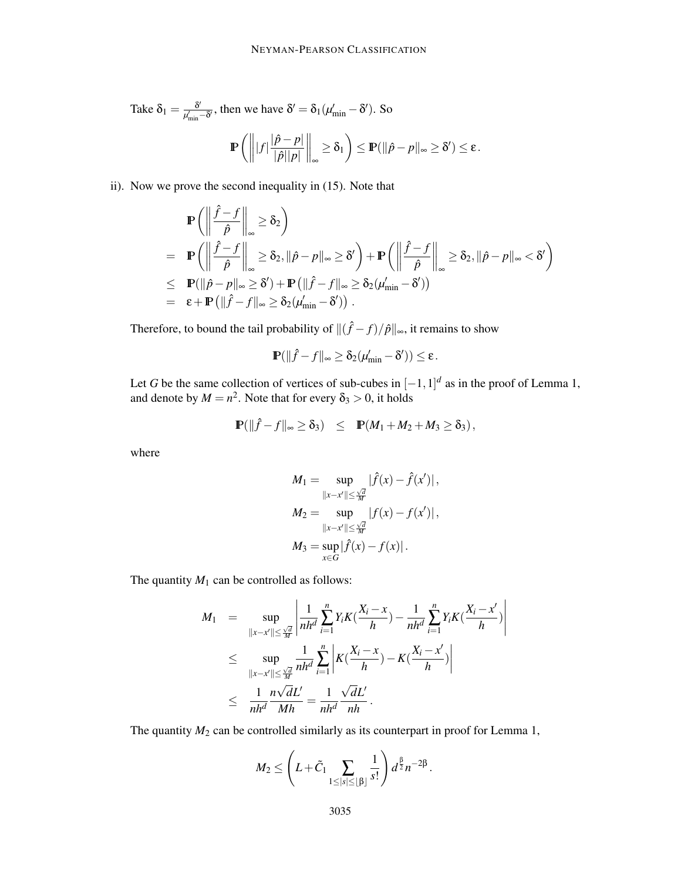Take $\delta_1 = \frac{\delta'}{\mu'_{\min} - \delta'}$, then we have $\delta' = \delta_1(\mu'_{\min} - \delta')$. So

$$\mathbb{P}\left( \left\| |f| \frac{|\hat{p} - p|}{|\hat{p}||p|} \right\|_\infty \geq \delta_1 \right) \leq \mathbb{P}(\|\hat{p} - p\|_\infty \geq \delta') \leq \varepsilon \,.$$

ii). Now we prove the second inequality in (15). Note that

$$\begin{aligned}
& \mathbb{P}\left( \left\| \frac{\hat{f} - f}{\hat{p}} \right\|_\infty \geq \delta_2 \right) \\
= \quad & \mathbb{P}\left( \left\| \frac{\hat{f} - f}{\hat{p}} \right\|_\infty \geq \delta_2, \|\hat{p} - p\|_\infty \geq \delta' \right) + \mathbb{P}\left( \left\| \frac{\hat{f} - f}{\hat{p}} \right\|_\infty \geq \delta_2, \|\hat{p} - p\|_\infty < \delta' \right) \\
\leq \quad & \mathbb{P}(\|\hat{p} - p\|_\infty \geq \delta') + \mathbb{P}\left( \|\hat{f} - f\|_\infty \geq \delta_2(\mu'_{\min} - \delta') \right) \\
= \quad & \varepsilon + \mathbb{P}\left( \|\hat{f} - f\|_\infty \geq \delta_2(\mu'_{\min} - \delta') \right) \,.
\end{aligned}$$

Therefore, to bound the tail probability of $\|(\hat{f} - f)/\hat{p}\|_\infty$, it remains to show

$$\mathbb{P}(\|\hat{f} - f\|_\infty \geq \delta_2(\mu'_{\min} - \delta')) \leq \varepsilon \,.$$

Let $G$ be the same collection of vertices of sub-cubes in $[-1, 1]^d$ as in the proof of Lemma 1, and denote by $M = n^2$. Note that for every $\delta_3 > 0$, it holds

$$\mathbb{P}(\|\hat{f} - f\|_\infty \geq \delta_3) \quad \leq \quad \mathbb{P}(M_1 + M_2 + M_3 \geq \delta_3) \,,$$

where

$$\begin{aligned}
M_1 &= \sup_{\|x - x'\| \leq \frac{\sqrt{d}}{M}} |\hat{f}(x) - \hat{f}(x')| \,, \\
M_2 &= \sup_{\|x - x'\| \leq \frac{\sqrt{d}}{M}} |f(x) - f(x')| \,, \\
M_3 &= \sup_{x \in G} |\hat{f}(x) - f(x)| \,.
\end{aligned}$$

The quantity $M_1$ can be controlled as follows:

$$\begin{aligned}
M_1 \quad &= \quad \sup_{\|x - x'\| \leq \frac{\sqrt{d}}{M}} \left| \frac{1}{nh^d} \sum_{i=1}^n Y_i K(\frac{X_i - x}{h}) - \frac{1}{nh^d} \sum_{i=1}^n Y_i K(\frac{X_i - x'}{h}) \right| \\
&\leq \quad \sup_{\|x - x'\| \leq \frac{\sqrt{d}}{M}} \frac{1}{nh^d} \sum_{i=1}^n \left| K(\frac{X_i - x}{h}) - K(\frac{X_i - x'}{h}) \right| \\
&\leq \quad \frac{1}{nh^d} \frac{n\sqrt{d}L'}{Mh} = \frac{1}{nh^d} \frac{\sqrt{d}L'}{nh} \,.
\end{aligned}$$

The quantity $M_2$ can be controlled similarly as its counterpart in proof for Lemma 1,

$$M_2 \leq \left( L + \tilde{C}_1 \sum_{1 \leq |s| \leq \lfloor \beta \rfloor} \frac{1}{s!} \right) d^{\frac{\beta}{2}} n^{-2\beta} \,.$$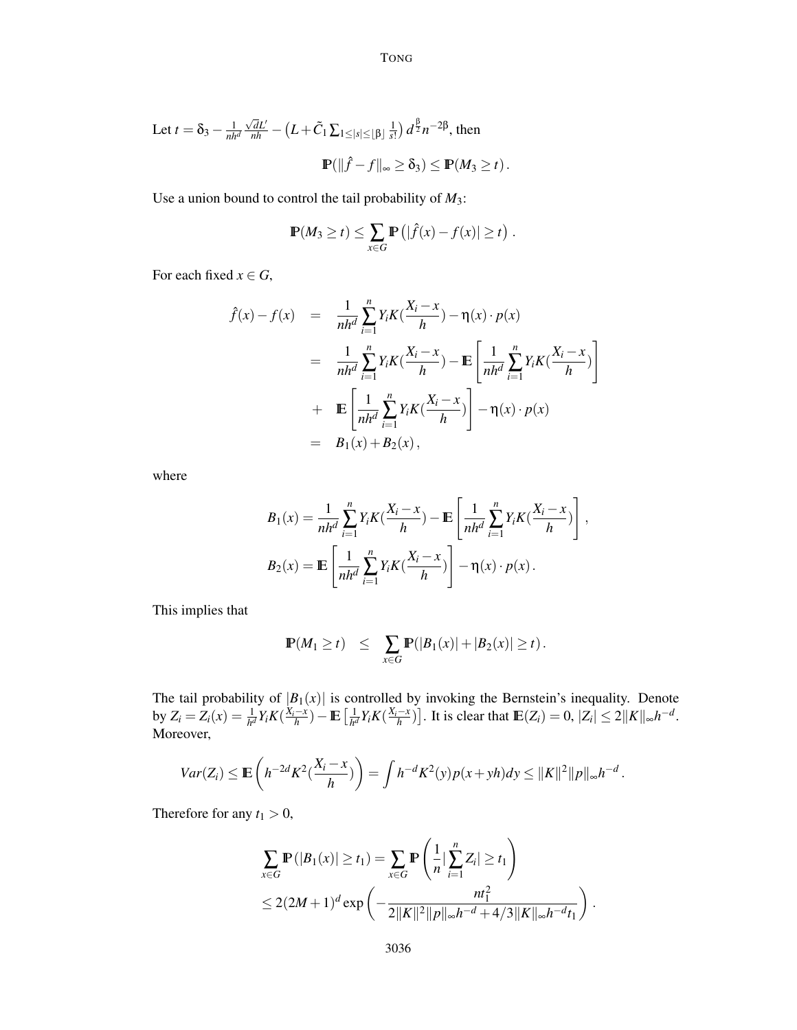Let $t = \delta_3 - \frac{1}{nh^d}\frac{\sqrt{d}L'}{nh} - \left(L + \tilde{C}_1 \sum_{1\le|s|\le\lfloor\beta\rfloor} \frac{1}{s!}\right) d^{\frac{\beta}{2}} n^{-2\beta}$, then

$$\mathbb{P}(\|\hat{f} - f\|_\infty \geq \delta_3) \leq \mathbb{P}(M_3 \geq t)\,.$$

Use a union bound to control the tail probability of $M_3$:

$$\mathbb{P}(M_3 \geq t) \leq \sum_{x\in G} \mathbb{P}\left(|\hat{f}(x) - f(x)| \geq t\right)\,.$$

For each fixed $x \in G$,

$$\begin{aligned}
\hat{f}(x) - f(x) &= \frac{1}{nh^d}\sum_{i=1}^{n} Y_i K(\frac{X_i - x}{h}) - \eta(x)\cdot p(x) \\
&= \frac{1}{nh^d}\sum_{i=1}^{n} Y_i K(\frac{X_i - x}{h}) - \mathbb{E}\left[\frac{1}{nh^d}\sum_{i=1}^{n} Y_i K(\frac{X_i - x}{h})\right] \\
&+ \mathbb{E}\left[\frac{1}{nh^d}\sum_{i=1}^{n} Y_i K(\frac{X_i - x}{h})\right] - \eta(x)\cdot p(x) \\
&= B_1(x) + B_2(x)\,,
\end{aligned}$$

where

$$B_1(x) = \frac{1}{nh^d}\sum_{i=1}^{n} Y_i K(\frac{X_i - x}{h}) - \mathbb{E}\left[\frac{1}{nh^d}\sum_{i=1}^{n} Y_i K(\frac{X_i - x}{h})\right]\,,$$

$$B_2(x) = \mathbb{E}\left[\frac{1}{nh^d}\sum_{i=1}^{n} Y_i K(\frac{X_i - x}{h})\right] - \eta(x)\cdot p(x)\,.$$

This implies that

$$\mathbb{P}(M_1 \geq t) \quad \leq \quad \sum_{x\in G} \mathbb{P}(|B_1(x)| + |B_2(x)| \geq t)\,.$$

The tail probability of $|B_1(x)|$ is controlled by invoking the Bernstein's inequality. Denote by $Z_i = Z_i(x) = \frac{1}{h^d} Y_i K(\frac{X_i - x}{h}) - \mathbb{E}\left[\frac{1}{h^d} Y_i K(\frac{X_i - x}{h})\right]$. It is clear that $\mathbb{E}(Z_i) = 0$, $|Z_i| \leq 2\|K\|_\infty h^{-d}$. Moreover,

$$Var(Z_i) \leq \mathbb{E}\left(h^{-2d} K^2(\frac{X_i - x}{h})\right) = \int h^{-d} K^2(y) p(x + yh) dy \leq \|K\|^2 \|p\|_\infty h^{-d}\,.$$

Therefore for any $t_1 > 0$,

$$\begin{aligned}
&\sum_{x\in G} \mathbb{P}(|B_1(x)| \geq t_1) = \sum_{x\in G} \mathbb{P}\left(\frac{1}{n}|\sum_{i=1}^{n} Z_i| \geq t_1\right) \\
&\leq 2(2M+1)^d \exp\left(-\frac{nt_1^2}{2\|K\|^2\|p\|_\infty h^{-d} + 4/3\|K\|_\infty h^{-d} t_1}\right)\,.
\end{aligned}$$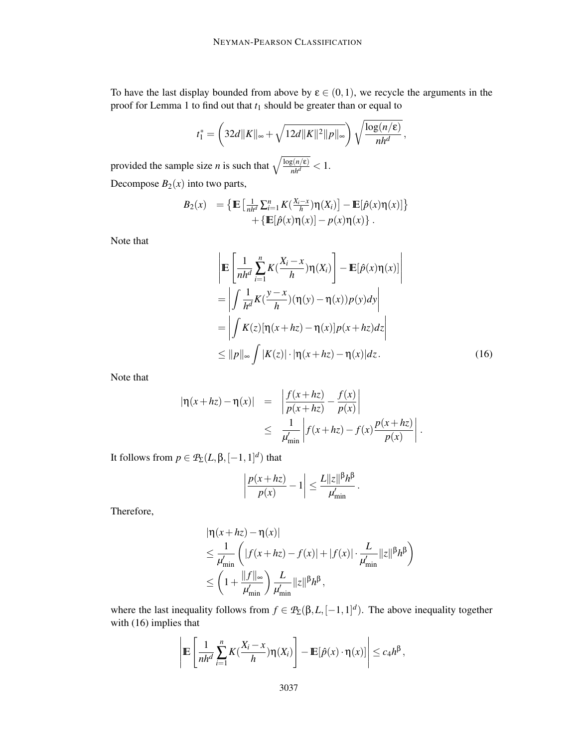To have the last display bounded from above by $\varepsilon \in (0,1)$, we recycle the arguments in the proof for Lemma 1 to find out that $t_1$ should be greater than or equal to

$$t_1^* = \left(32d\|K\|_\infty + \sqrt{12d\|K\|^2\|p\|_\infty}\right)\sqrt{\frac{\log(n/\varepsilon)}{nh^d}}\,,$$

provided the sample size $n$ is such that $\sqrt{\frac{\log(n/\varepsilon)}{nh^d}} < 1$.

Decompose $B_2(x)$ into two parts,

$$\begin{aligned} B_2(x) &= \left\{\mathbb{E}\left[\tfrac{1}{nh^d}\textstyle\sum_{i=1}^n K(\tfrac{X_i - x}{h})\eta(X_i)\right] - \mathbb{E}[\hat{p}(x)\eta(x)]\right\} \\ &\quad + \left\{\mathbb{E}[\hat{p}(x)\eta(x)] - p(x)\eta(x)\right\}. \end{aligned}$$

Note that

$$\begin{aligned} &\left|\mathbb{E}\left[\frac{1}{nh^d}\sum_{i=1}^n K(\frac{X_i - x}{h})\eta(X_i)\right] - \mathbb{E}[\hat{p}(x)\eta(x)]\right| \\ &= \left|\int \frac{1}{h^d}K(\frac{y-x}{h})(\eta(y) - \eta(x))p(y)dy\right| \\ &= \left|\int K(z)[\eta(x+hz) - \eta(x)]p(x+hz)dz\right| \\ &\leq \|p\|_\infty \int |K(z)|\cdot|\eta(x+hz) - \eta(x)|dz. \end{aligned} \tag{16}$$

Note that

$$\begin{aligned} |\eta(x+hz) - \eta(x)| &= \left|\frac{f(x+hz)}{p(x+hz)} - \frac{f(x)}{p(x)}\right| \\ &\leq \frac{1}{\mu'_{\min}}\left|f(x+hz) - f(x)\frac{p(x+hz)}{p(x)}\right|. \end{aligned}$$

It follows from $p \in \mathcal{P}_\Sigma(L, \beta, [-1,1]^d)$ that

$$\left|\frac{p(x+hz)}{p(x)} - 1\right| \leq \frac{L\|z\|^\beta h^\beta}{\mu'_{\min}}\,.$$

Therefore,

$$\begin{aligned} &|\eta(x+hz) - \eta(x)| \\ &\leq \frac{1}{\mu'_{\min}}\left(|f(x+hz) - f(x)| + |f(x)|\cdot\frac{L}{\mu'_{\min}}\|z\|^\beta h^\beta\right) \\ &\leq \left(1 + \frac{\|f\|_\infty}{\mu'_{\min}}\right)\frac{L}{\mu'_{\min}}\|z\|^\beta h^\beta\,, \end{aligned}$$

where the last inequality follows from $f \in \mathcal{P}_\Sigma(\beta, L, [-1,1]^d)$. The above inequality together with (16) implies that

$$\left|\mathbb{E}\left[\frac{1}{nh^d}\sum_{i=1}^n K(\frac{X_i - x}{h})\eta(X_i)\right] - \mathbb{E}[\hat{p}(x)\cdot\eta(x)]\right| \leq c_4 h^\beta\,,$$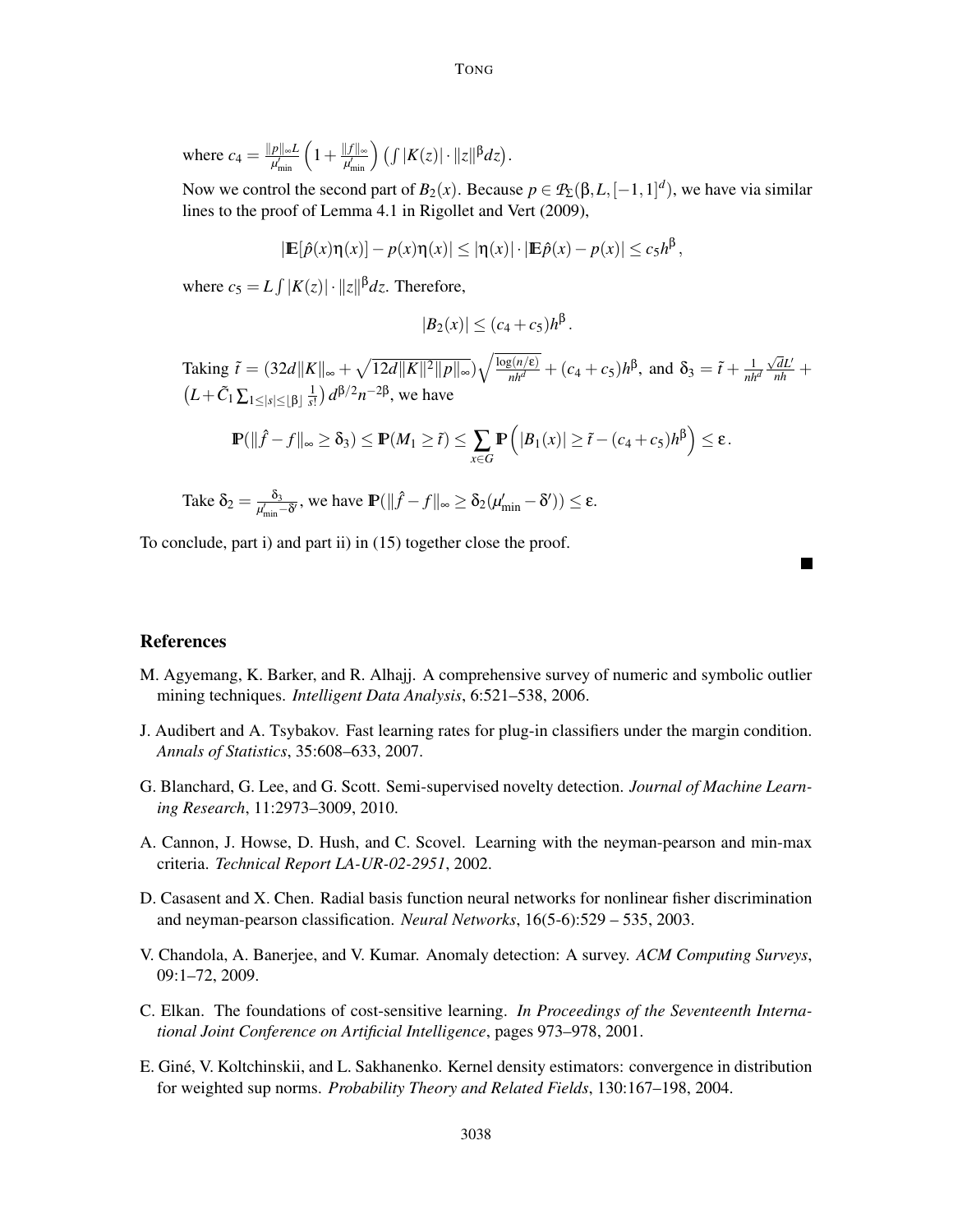where $c_4 = \frac{\|p\|_\infty L}{\mu'_{\min}} \left(1 + \frac{\|f\|_\infty}{\mu'_{\min}}\right) \left(\int |K(z)| \cdot \|z\|^\beta dz\right)$.

Now we control the second part of $B_2(x)$. Because $p \in \mathcal{P}_\Sigma(\beta, L, [-1,1]^d)$, we have via similar lines to the proof of Lemma 4.1 in Rigollet and Vert (2009),

$$|\mathbb{E}[\hat{p}(x)\eta(x)] - p(x)\eta(x)| \leq |\eta(x)| \cdot |\mathbb{E}\hat{p}(x) - p(x)| \leq c_5 h^\beta,$$

where $c_5 = L \int |K(z)| \cdot \|z\|^\beta dz$. Therefore,

$$|B_2(x)| \leq (c_4 + c_5) h^\beta.$$

Taking $\tilde{t} = (32d\|K\|_\infty + \sqrt{12d\|K\|^2\|p\|_\infty})\sqrt{\frac{\log(n/\varepsilon)}{nh^d}} + (c_4 + c_5)h^\beta$, and $\delta_3 = \tilde{t} + \frac{1}{nh^d}\frac{\sqrt{d}L'}{nh} + \left(L + \tilde{C}_1 \sum_{1 \leq |s| \leq \lfloor \beta \rfloor} \frac{1}{s!}\right) d^{\beta/2} n^{-2\beta}$, we have

$$\mathbb{P}(\|\hat{f} - f\|_\infty \geq \delta_3) \leq \mathbb{P}(M_1 \geq \tilde{t}) \leq \sum_{x \in G} \mathbb{P}\left(|B_1(x)| \geq \tilde{t} - (c_4 + c_5)h^\beta\right) \leq \varepsilon.$$

Take $\delta_2 = \frac{\delta_3}{\mu'_{\min} - \delta'}$, we have $\mathbb{P}(\|\hat{f} - f\|_\infty \geq \delta_2(\mu'_{\min} - \delta')) \leq \varepsilon$.

To conclude, part i) and part ii) in (15) together close the proof. ■

## References

M. Agyemang, K. Barker, and R. Alhajj. A comprehensive survey of numeric and symbolic outlier mining techniques. *Intelligent Data Analysis*, 6:521–538, 2006.

J. Audibert and A. Tsybakov. Fast learning rates for plug-in classifiers under the margin condition. *Annals of Statistics*, 35:608–633, 2007.

G. Blanchard, G. Lee, and G. Scott. Semi-supervised novelty detection. *Journal of Machine Learning Research*, 11:2973–3009, 2010.

A. Cannon, J. Howse, D. Hush, and C. Scovel. Learning with the neyman-pearson and min-max criteria. *Technical Report LA-UR-02-2951*, 2002.

D. Casasent and X. Chen. Radial basis function neural networks for nonlinear fisher discrimination and neyman-pearson classification. *Neural Networks*, 16(5-6):529 – 535, 2003.

V. Chandola, A. Banerjee, and V. Kumar. Anomaly detection: A survey. *ACM Computing Surveys*, 09:1–72, 2009.

C. Elkan. The foundations of cost-sensitive learning. *In Proceedings of the Seventeenth International Joint Conference on Artificial Intelligence*, pages 973–978, 2001.

E. Giné, V. Koltchinskii, and L. Sakhanenko. Kernel density estimators: convergence in distribution for weighted sup norms. *Probability Theory and Related Fields*, 130:167–198, 2004.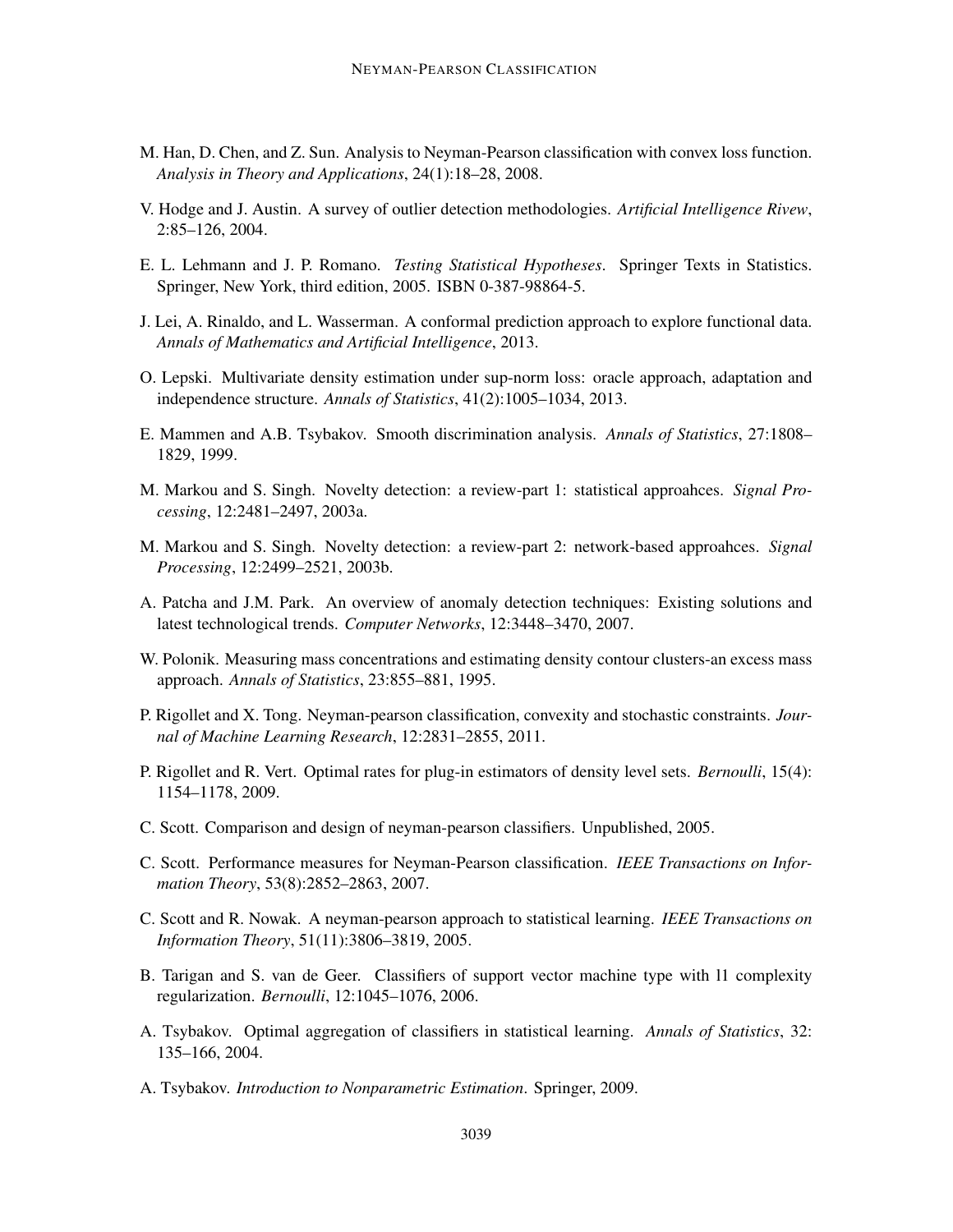M. Han, D. Chen, and Z. Sun. Analysis to Neyman-Pearson classification with convex loss function. *Analysis in Theory and Applications*, 24(1):18–28, 2008.

V. Hodge and J. Austin. A survey of outlier detection methodologies. *Artificial Intelligence Rivew*, 2:85–126, 2004.

E. L. Lehmann and J. P. Romano. *Testing Statistical Hypotheses*. Springer Texts in Statistics. Springer, New York, third edition, 2005. ISBN 0-387-98864-5.

J. Lei, A. Rinaldo, and L. Wasserman. A conformal prediction approach to explore functional data. *Annals of Mathematics and Artificial Intelligence*, 2013.

O. Lepski. Multivariate density estimation under sup-norm loss: oracle approach, adaptation and independence structure. *Annals of Statistics*, 41(2):1005–1034, 2013.

E. Mammen and A.B. Tsybakov. Smooth discrimination analysis. *Annals of Statistics*, 27:1808–1829, 1999.

M. Markou and S. Singh. Novelty detection: a review-part 1: statistical approahces. *Signal Processing*, 12:2481–2497, 2003a.

M. Markou and S. Singh. Novelty detection: a review-part 2: network-based approahces. *Signal Processing*, 12:2499–2521, 2003b.

A. Patcha and J.M. Park. An overview of anomaly detection techniques: Existing solutions and latest technological trends. *Computer Networks*, 12:3448–3470, 2007.

W. Polonik. Measuring mass concentrations and estimating density contour clusters-an excess mass approach. *Annals of Statistics*, 23:855–881, 1995.

P. Rigollet and X. Tong. Neyman-pearson classification, convexity and stochastic constraints. *Journal of Machine Learning Research*, 12:2831–2855, 2011.

P. Rigollet and R. Vert. Optimal rates for plug-in estimators of density level sets. *Bernoulli*, 15(4): 1154–1178, 2009.

C. Scott. Comparison and design of neyman-pearson classifiers. Unpublished, 2005.

C. Scott. Performance measures for Neyman-Pearson classification. *IEEE Transactions on Information Theory*, 53(8):2852–2863, 2007.

C. Scott and R. Nowak. A neyman-pearson approach to statistical learning. *IEEE Transactions on Information Theory*, 51(11):3806–3819, 2005.

B. Tarigan and S. van de Geer. Classifiers of support vector machine type with l1 complexity regularization. *Bernoulli*, 12:1045–1076, 2006.

A. Tsybakov. Optimal aggregation of classifiers in statistical learning. *Annals of Statistics*, 32: 135–166, 2004.

A. Tsybakov. *Introduction to Nonparametric Estimation*. Springer, 2009.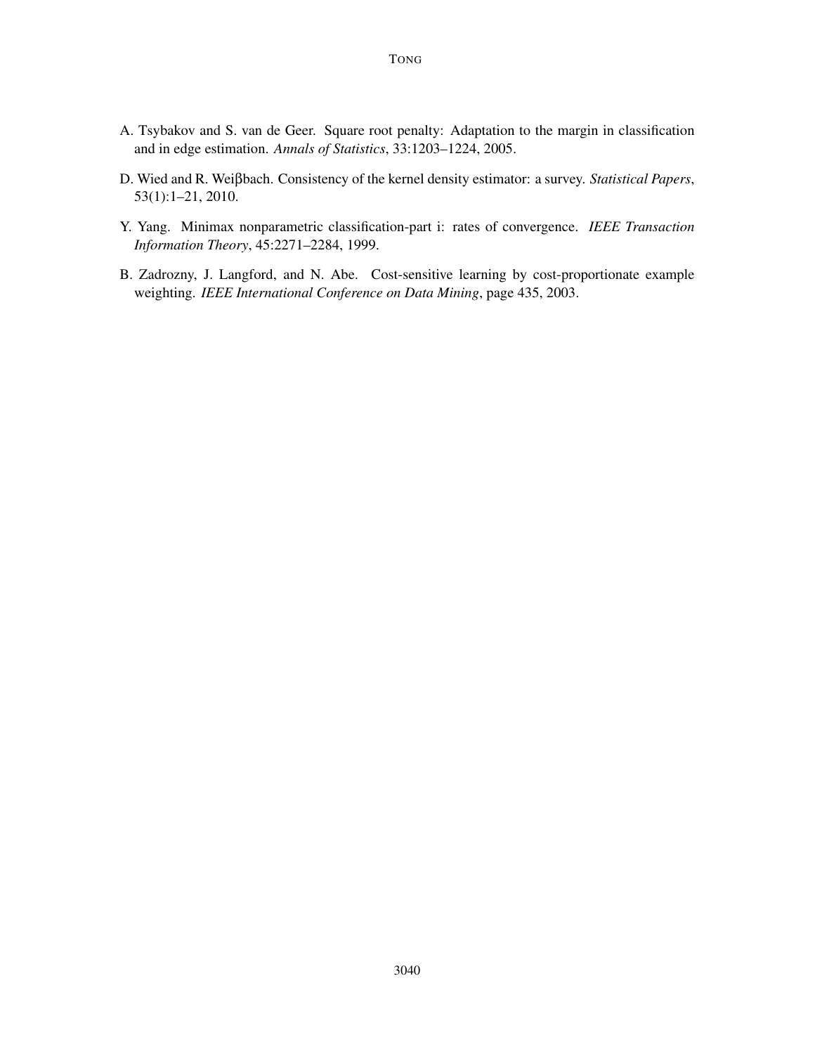A. Tsybakov and S. van de Geer. Square root penalty: Adaptation to the margin in classification and in edge estimation. *Annals of Statistics*, 33:1203–1224, 2005.

D. Wied and R. Weiβbach. Consistency of the kernel density estimator: a survey. *Statistical Papers*, 53(1):1–21, 2010.

Y. Yang. Minimax nonparametric classification-part i: rates of convergence. *IEEE Transaction Information Theory*, 45:2271–2284, 1999.

B. Zadrozny, J. Langford, and N. Abe. Cost-sensitive learning by cost-proportionate example weighting. *IEEE International Conference on Data Mining*, page 435, 2003.